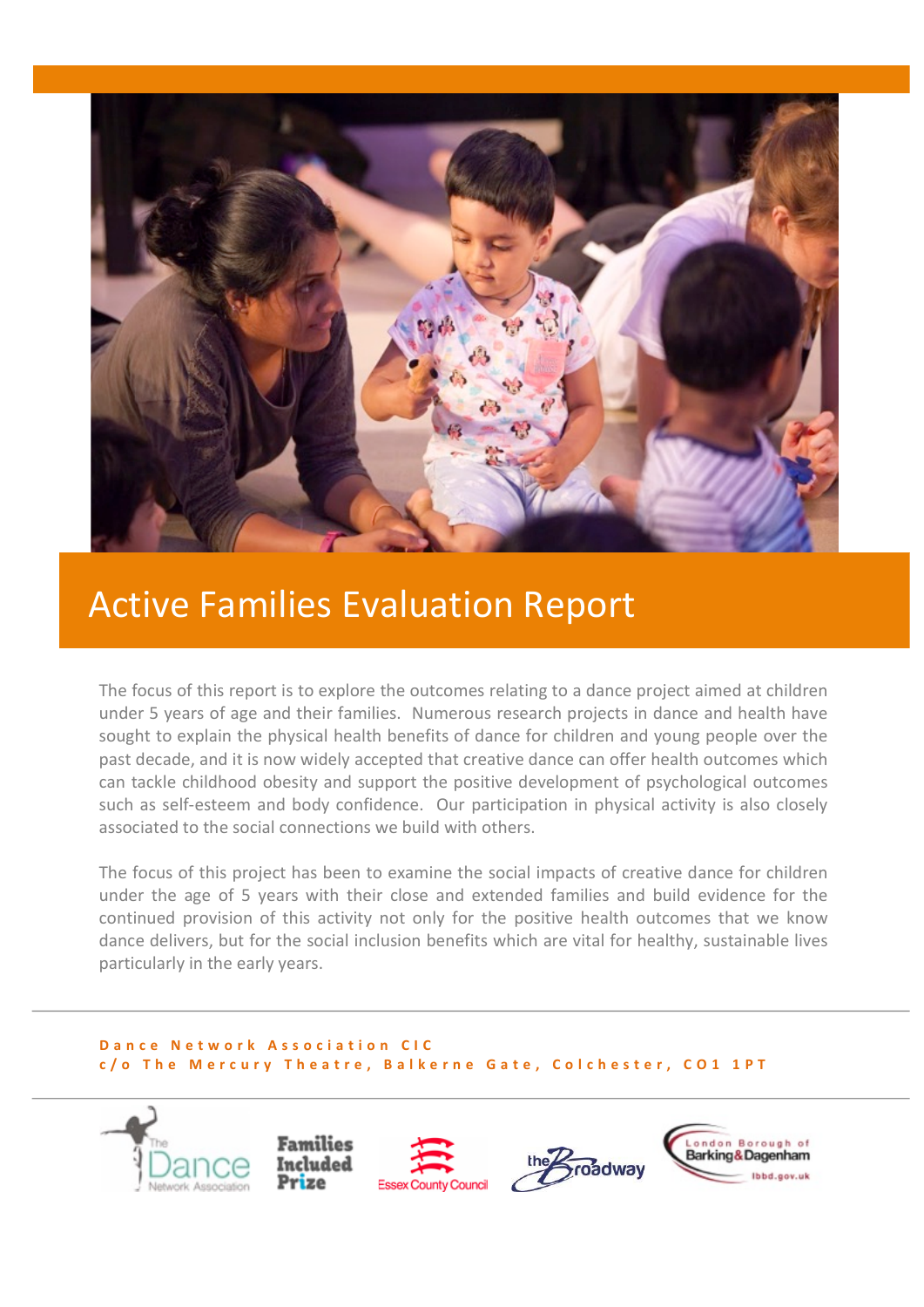# Active Families Evaluation Report

The focus of this report is to explore the outcomes relating to a dance project aimed at children under 5 years of age and their families. Numerous research projects in dance and health have sought to explain the physical health benefits of dance for children and young people over the past decade, and it is now widely accepted that creative dance can offer health outcomes which can tackle childhood obesity and support the positive development of psychological outcomes such as self-esteem and body confidence. Our participation in physical activity is also closely associated to the social connections we build with others.

The focus of this project has been to examine the social impacts of creative dance for children under the age of 5 years with their close and extended families and build evidence for the continued provision of this activity not only for the positive health outcomes that we know dance delivers, but for the social inclusion benefits which are vital for healthy, sustainable lives particularly in the early years.

---

**Dance Network Association CIC**
**c/o The Mercury Theatre, Balkerne Gate, Colchester, CO1 1PT**

---

The Dance Network Association | Families Included Prize | Essex County Council | the Broadway | London Borough of Barking & Dagenham lbbd.gov.uk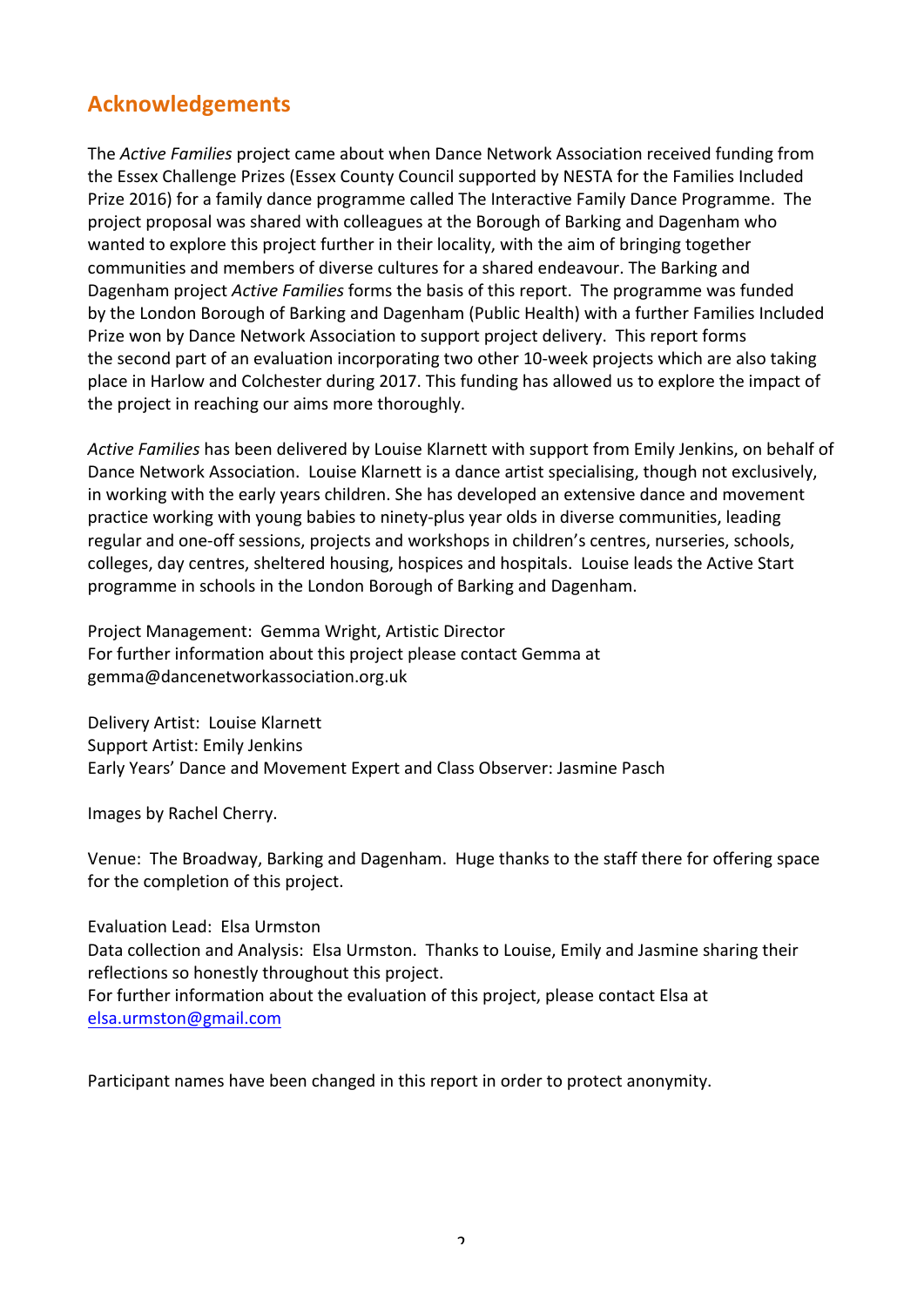## Acknowledgements

The *Active Families* project came about when Dance Network Association received funding from the Essex Challenge Prizes (Essex County Council supported by NESTA for the Families Included Prize 2016) for a family dance programme called The Interactive Family Dance Programme. The project proposal was shared with colleagues at the Borough of Barking and Dagenham who wanted to explore this project further in their locality, with the aim of bringing together communities and members of diverse cultures for a shared endeavour. The Barking and Dagenham project *Active Families* forms the basis of this report. The programme was funded by the London Borough of Barking and Dagenham (Public Health) with a further Families Included Prize won by Dance Network Association to support project delivery. This report forms the second part of an evaluation incorporating two other 10-week projects which are also taking place in Harlow and Colchester during 2017. This funding has allowed us to explore the impact of the project in reaching our aims more thoroughly.

*Active Families* has been delivered by Louise Klarnett with support from Emily Jenkins, on behalf of Dance Network Association. Louise Klarnett is a dance artist specialising, though not exclusively, in working with the early years children. She has developed an extensive dance and movement practice working with young babies to ninety-plus year olds in diverse communities, leading regular and one-off sessions, projects and workshops in children's centres, nurseries, schools, colleges, day centres, sheltered housing, hospices and hospitals. Louise leads the Active Start programme in schools in the London Borough of Barking and Dagenham.

Project Management: Gemma Wright, Artistic Director
For further information about this project please contact Gemma at gemma@dancenetworkassociation.org.uk

Delivery Artist: Louise Klarnett
Support Artist: Emily Jenkins
Early Years' Dance and Movement Expert and Class Observer: Jasmine Pasch

Images by Rachel Cherry.

Venue: The Broadway, Barking and Dagenham. Huge thanks to the staff there for offering space for the completion of this project.

Evaluation Lead: Elsa Urmston
Data collection and Analysis: Elsa Urmston. Thanks to Louise, Emily and Jasmine sharing their reflections so honestly throughout this project.
For further information about the evaluation of this project, please contact Elsa at elsa.urmston@gmail.com

Participant names have been changed in this report in order to protect anonymity.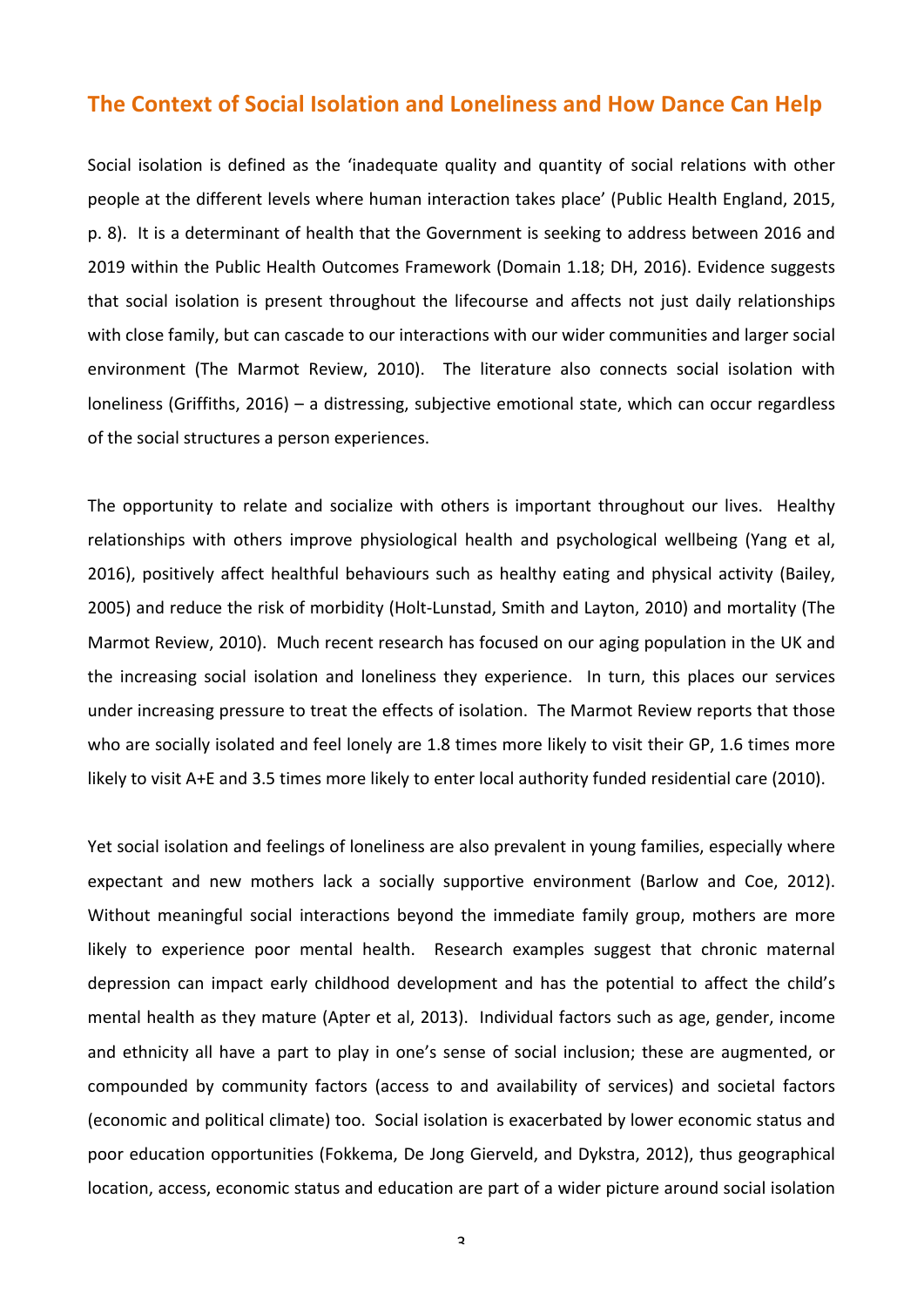## The Context of Social Isolation and Loneliness and How Dance Can Help

Social isolation is defined as the 'inadequate quality and quantity of social relations with other people at the different levels where human interaction takes place' (Public Health England, 2015, p. 8). It is a determinant of health that the Government is seeking to address between 2016 and 2019 within the Public Health Outcomes Framework (Domain 1.18; DH, 2016). Evidence suggests that social isolation is present throughout the lifecourse and affects not just daily relationships with close family, but can cascade to our interactions with our wider communities and larger social environment (The Marmot Review, 2010). The literature also connects social isolation with loneliness (Griffiths, 2016) – a distressing, subjective emotional state, which can occur regardless of the social structures a person experiences.

The opportunity to relate and socialize with others is important throughout our lives. Healthy relationships with others improve physiological health and psychological wellbeing (Yang et al, 2016), positively affect healthful behaviours such as healthy eating and physical activity (Bailey, 2005) and reduce the risk of morbidity (Holt-Lunstad, Smith and Layton, 2010) and mortality (The Marmot Review, 2010). Much recent research has focused on our aging population in the UK and the increasing social isolation and loneliness they experience. In turn, this places our services under increasing pressure to treat the effects of isolation. The Marmot Review reports that those who are socially isolated and feel lonely are 1.8 times more likely to visit their GP, 1.6 times more likely to visit A+E and 3.5 times more likely to enter local authority funded residential care (2010).

Yet social isolation and feelings of loneliness are also prevalent in young families, especially where expectant and new mothers lack a socially supportive environment (Barlow and Coe, 2012). Without meaningful social interactions beyond the immediate family group, mothers are more likely to experience poor mental health. Research examples suggest that chronic maternal depression can impact early childhood development and has the potential to affect the child's mental health as they mature (Apter et al, 2013). Individual factors such as age, gender, income and ethnicity all have a part to play in one's sense of social inclusion; these are augmented, or compounded by community factors (access to and availability of services) and societal factors (economic and political climate) too. Social isolation is exacerbated by lower economic status and poor education opportunities (Fokkema, De Jong Gierveld, and Dykstra, 2012), thus geographical location, access, economic status and education are part of a wider picture around social isolation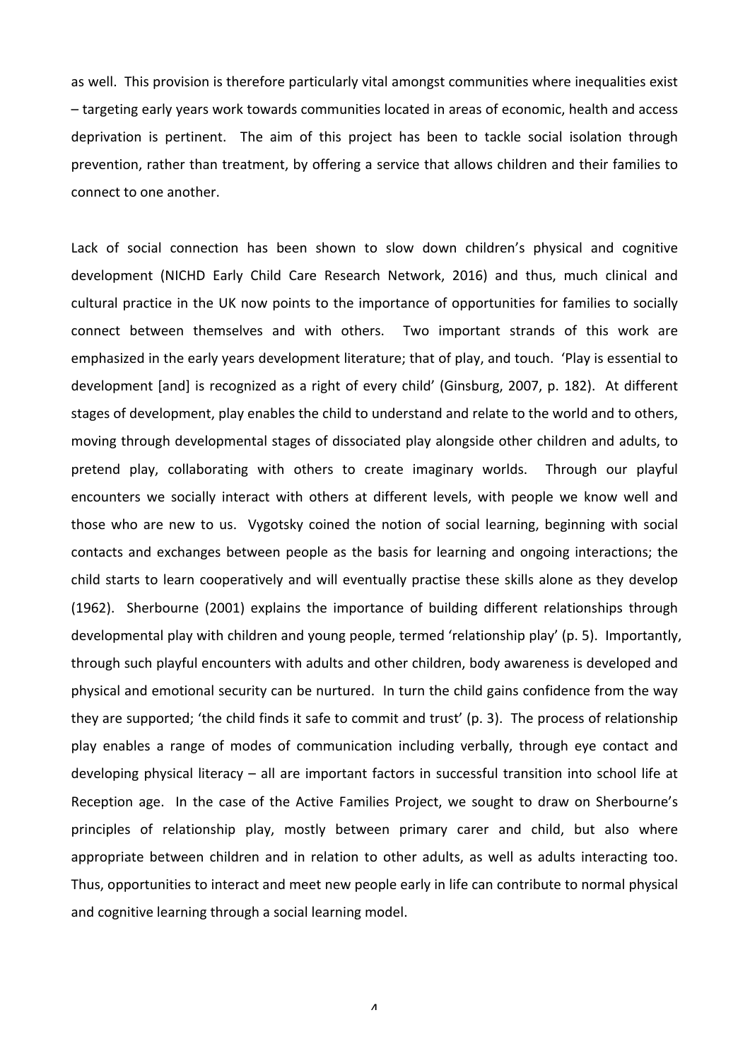as well. This provision is therefore particularly vital amongst communities where inequalities exist – targeting early years work towards communities located in areas of economic, health and access deprivation is pertinent. The aim of this project has been to tackle social isolation through prevention, rather than treatment, by offering a service that allows children and their families to connect to one another.

Lack of social connection has been shown to slow down children's physical and cognitive development (NICHD Early Child Care Research Network, 2016) and thus, much clinical and cultural practice in the UK now points to the importance of opportunities for families to socially connect between themselves and with others. Two important strands of this work are emphasized in the early years development literature; that of play, and touch. 'Play is essential to development [and] is recognized as a right of every child' (Ginsburg, 2007, p. 182). At different stages of development, play enables the child to understand and relate to the world and to others, moving through developmental stages of dissociated play alongside other children and adults, to pretend play, collaborating with others to create imaginary worlds. Through our playful encounters we socially interact with others at different levels, with people we know well and those who are new to us. Vygotsky coined the notion of social learning, beginning with social contacts and exchanges between people as the basis for learning and ongoing interactions; the child starts to learn cooperatively and will eventually practise these skills alone as they develop (1962). Sherbourne (2001) explains the importance of building different relationships through developmental play with children and young people, termed 'relationship play' (p. 5). Importantly, through such playful encounters with adults and other children, body awareness is developed and physical and emotional security can be nurtured. In turn the child gains confidence from the way they are supported; 'the child finds it safe to commit and trust' (p. 3). The process of relationship play enables a range of modes of communication including verbally, through eye contact and developing physical literacy – all are important factors in successful transition into school life at Reception age. In the case of the Active Families Project, we sought to draw on Sherbourne's principles of relationship play, mostly between primary carer and child, but also where appropriate between children and in relation to other adults, as well as adults interacting too. Thus, opportunities to interact and meet new people early in life can contribute to normal physical and cognitive learning through a social learning model.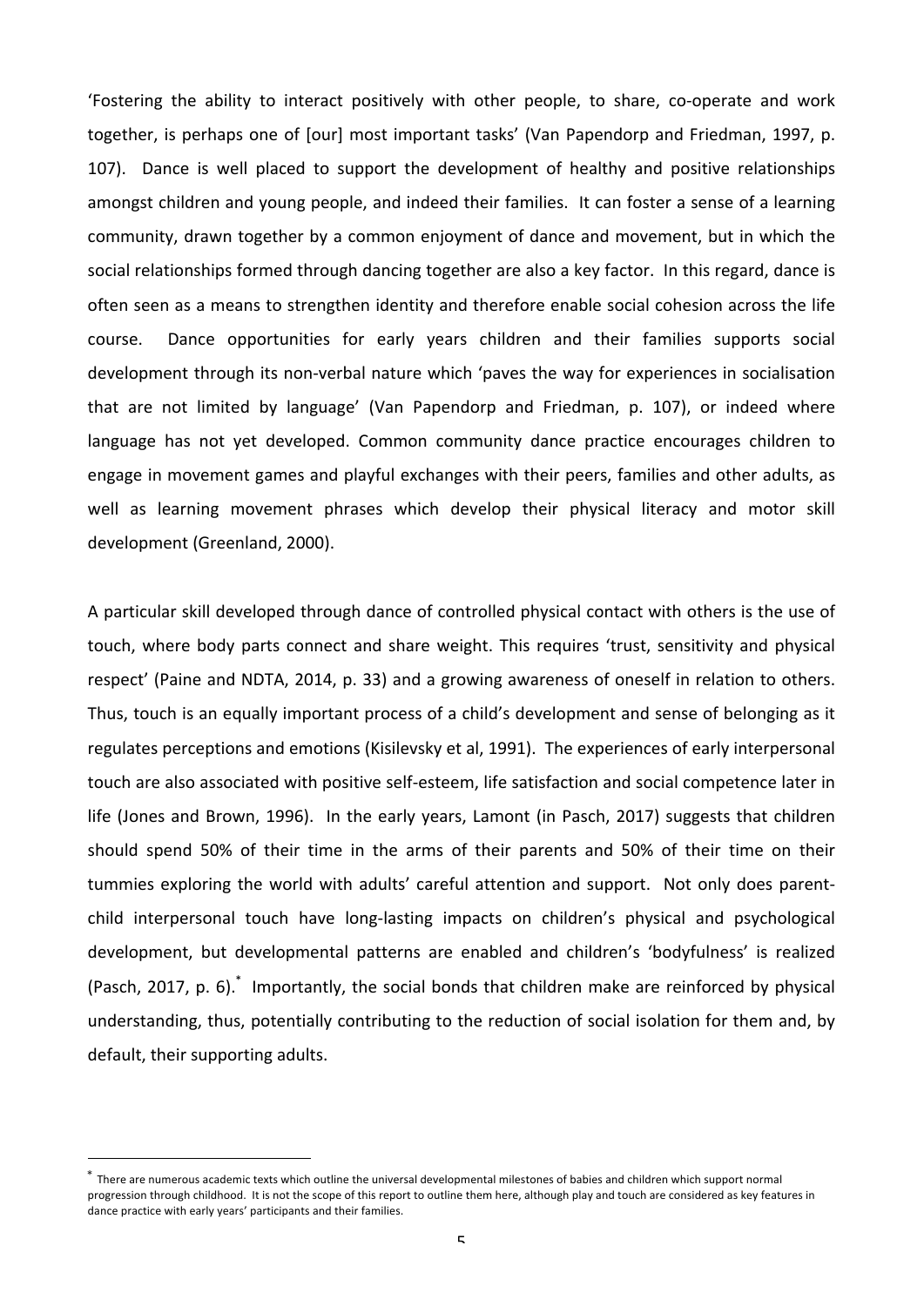'Fostering the ability to interact positively with other people, to share, co-operate and work together, is perhaps one of [our] most important tasks' (Van Papendorp and Friedman, 1997, p. 107). Dance is well placed to support the development of healthy and positive relationships amongst children and young people, and indeed their families. It can foster a sense of a learning community, drawn together by a common enjoyment of dance and movement, but in which the social relationships formed through dancing together are also a key factor. In this regard, dance is often seen as a means to strengthen identity and therefore enable social cohesion across the life course. Dance opportunities for early years children and their families supports social development through its non-verbal nature which 'paves the way for experiences in socialisation that are not limited by language' (Van Papendorp and Friedman, p. 107), or indeed where language has not yet developed. Common community dance practice encourages children to engage in movement games and playful exchanges with their peers, families and other adults, as well as learning movement phrases which develop their physical literacy and motor skill development (Greenland, 2000).

A particular skill developed through dance of controlled physical contact with others is the use of touch, where body parts connect and share weight. This requires 'trust, sensitivity and physical respect' (Paine and NDTA, 2014, p. 33) and a growing awareness of oneself in relation to others. Thus, touch is an equally important process of a child's development and sense of belonging as it regulates perceptions and emotions (Kisilevsky et al, 1991). The experiences of early interpersonal touch are also associated with positive self-esteem, life satisfaction and social competence later in life (Jones and Brown, 1996). In the early years, Lamont (in Pasch, 2017) suggests that children should spend 50% of their time in the arms of their parents and 50% of their time on their tummies exploring the world with adults' careful attention and support. Not only does parent-child interpersonal touch have long-lasting impacts on children's physical and psychological development, but developmental patterns are enabled and children's 'bodyfulness' is realized (Pasch, 2017, p. 6).[*] Importantly, the social bonds that children make are reinforced by physical understanding, thus, potentially contributing to the reduction of social isolation for them and, by default, their supporting adults.

[*] There are numerous academic texts which outline the universal developmental milestones of babies and children which support normal progression through childhood. It is not the scope of this report to outline them here, although play and touch are considered as key features in dance practice with early years' participants and their families.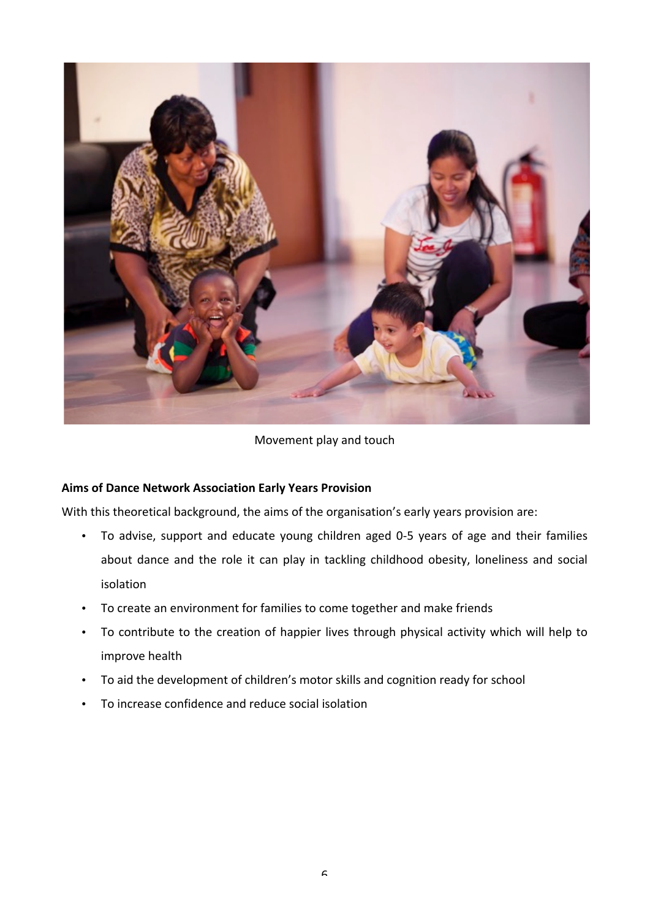Movement play and touch

**Aims of Dance Network Association Early Years Provision**

With this theoretical background, the aims of the organisation's early years provision are:

- To advise, support and educate young children aged 0-5 years of age and their families about dance and the role it can play in tackling childhood obesity, loneliness and social isolation
- To create an environment for families to come together and make friends
- To contribute to the creation of happier lives through physical activity which will help to improve health
- To aid the development of children's motor skills and cognition ready for school
- To increase confidence and reduce social isolation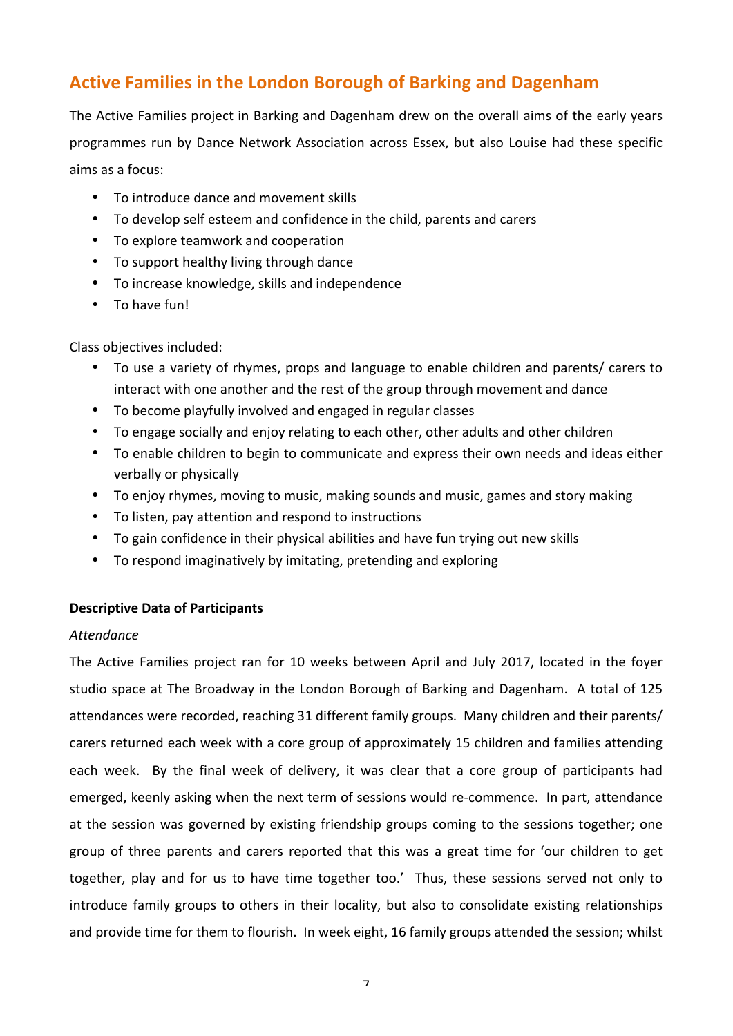## Active Families in the London Borough of Barking and Dagenham

The Active Families project in Barking and Dagenham drew on the overall aims of the early years programmes run by Dance Network Association across Essex, but also Louise had these specific aims as a focus:

- To introduce dance and movement skills
- To develop self esteem and confidence in the child, parents and carers
- To explore teamwork and cooperation
- To support healthy living through dance
- To increase knowledge, skills and independence
- To have fun!

Class objectives included:

- To use a variety of rhymes, props and language to enable children and parents/ carers to interact with one another and the rest of the group through movement and dance
- To become playfully involved and engaged in regular classes
- To engage socially and enjoy relating to each other, other adults and other children
- To enable children to begin to communicate and express their own needs and ideas either verbally or physically
- To enjoy rhymes, moving to music, making sounds and music, games and story making
- To listen, pay attention and respond to instructions
- To gain confidence in their physical abilities and have fun trying out new skills
- To respond imaginatively by imitating, pretending and exploring

**Descriptive Data of Participants**

*Attendance*

The Active Families project ran for 10 weeks between April and July 2017, located in the foyer studio space at The Broadway in the London Borough of Barking and Dagenham. A total of 125 attendances were recorded, reaching 31 different family groups. Many children and their parents/ carers returned each week with a core group of approximately 15 children and families attending each week. By the final week of delivery, it was clear that a core group of participants had emerged, keenly asking when the next term of sessions would re-commence. In part, attendance at the session was governed by existing friendship groups coming to the sessions together; one group of three parents and carers reported that this was a great time for 'our children to get together, play and for us to have time together too.' Thus, these sessions served not only to introduce family groups to others in their locality, but also to consolidate existing relationships and provide time for them to flourish. In week eight, 16 family groups attended the session; whilst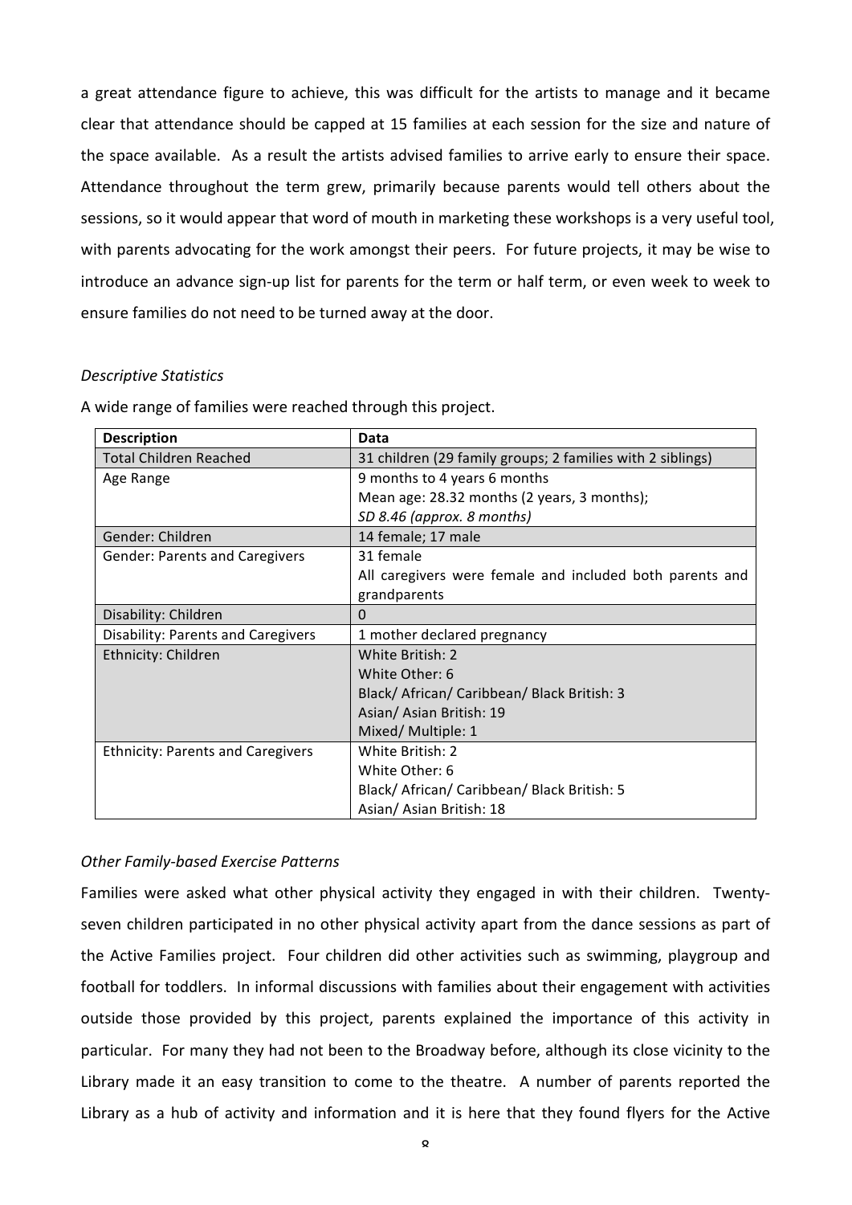a great attendance figure to achieve, this was difficult for the artists to manage and it became clear that attendance should be capped at 15 families at each session for the size and nature of the space available. As a result the artists advised families to arrive early to ensure their space. Attendance throughout the term grew, primarily because parents would tell others about the sessions, so it would appear that word of mouth in marketing these workshops is a very useful tool, with parents advocating for the work amongst their peers. For future projects, it may be wise to introduce an advance sign-up list for parents for the term or half term, or even week to week to ensure families do not need to be turned away at the door.

*Descriptive Statistics*

A wide range of families were reached through this project.

| Description | Data |
|---|---|
| Total Children Reached | 31 children (29 family groups; 2 families with 2 siblings) |
| Age Range | 9 months to 4 years 6 months<br>Mean age: 28.32 months (2 years, 3 months);<br>*SD 8.46 (approx. 8 months)* |
| Gender: Children | 14 female; 17 male |
| Gender: Parents and Caregivers | 31 female<br>All caregivers were female and included both parents and grandparents |
| Disability: Children | 0 |
| Disability: Parents and Caregivers | 1 mother declared pregnancy |
| Ethnicity: Children | White British: 2<br>White Other: 6<br>Black/ African/ Caribbean/ Black British: 3<br>Asian/ Asian British: 19<br>Mixed/ Multiple: 1 |
| Ethnicity: Parents and Caregivers | White British: 2<br>White Other: 6<br>Black/ African/ Caribbean/ Black British: 5<br>Asian/ Asian British: 18 |

*Other Family-based Exercise Patterns*

Families were asked what other physical activity they engaged in with their children. Twenty-seven children participated in no other physical activity apart from the dance sessions as part of the Active Families project. Four children did other activities such as swimming, playgroup and football for toddlers. In informal discussions with families about their engagement with activities outside those provided by this project, parents explained the importance of this activity in particular. For many they had not been to the Broadway before, although its close vicinity to the Library made it an easy transition to come to the theatre. A number of parents reported the Library as a hub of activity and information and it is here that they found flyers for the Active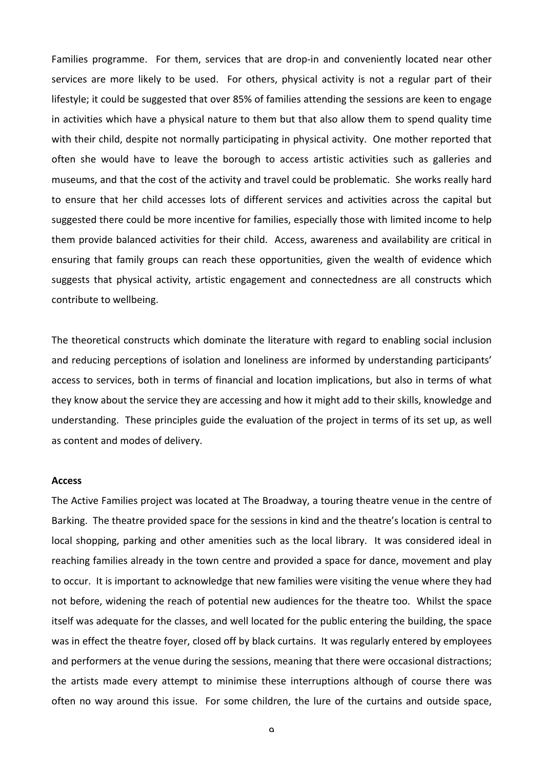Families programme. For them, services that are drop-in and conveniently located near other services are more likely to be used. For others, physical activity is not a regular part of their lifestyle; it could be suggested that over 85% of families attending the sessions are keen to engage in activities which have a physical nature to them but that also allow them to spend quality time with their child, despite not normally participating in physical activity. One mother reported that often she would have to leave the borough to access artistic activities such as galleries and museums, and that the cost of the activity and travel could be problematic. She works really hard to ensure that her child accesses lots of different services and activities across the capital but suggested there could be more incentive for families, especially those with limited income to help them provide balanced activities for their child. Access, awareness and availability are critical in ensuring that family groups can reach these opportunities, given the wealth of evidence which suggests that physical activity, artistic engagement and connectedness are all constructs which contribute to wellbeing.

The theoretical constructs which dominate the literature with regard to enabling social inclusion and reducing perceptions of isolation and loneliness are informed by understanding participants' access to services, both in terms of financial and location implications, but also in terms of what they know about the service they are accessing and how it might add to their skills, knowledge and understanding. These principles guide the evaluation of the project in terms of its set up, as well as content and modes of delivery.

**Access**

The Active Families project was located at The Broadway, a touring theatre venue in the centre of Barking. The theatre provided space for the sessions in kind and the theatre's location is central to local shopping, parking and other amenities such as the local library. It was considered ideal in reaching families already in the town centre and provided a space for dance, movement and play to occur. It is important to acknowledge that new families were visiting the venue where they had not before, widening the reach of potential new audiences for the theatre too. Whilst the space itself was adequate for the classes, and well located for the public entering the building, the space was in effect the theatre foyer, closed off by black curtains. It was regularly entered by employees and performers at the venue during the sessions, meaning that there were occasional distractions; the artists made every attempt to minimise these interruptions although of course there was often no way around this issue. For some children, the lure of the curtains and outside space,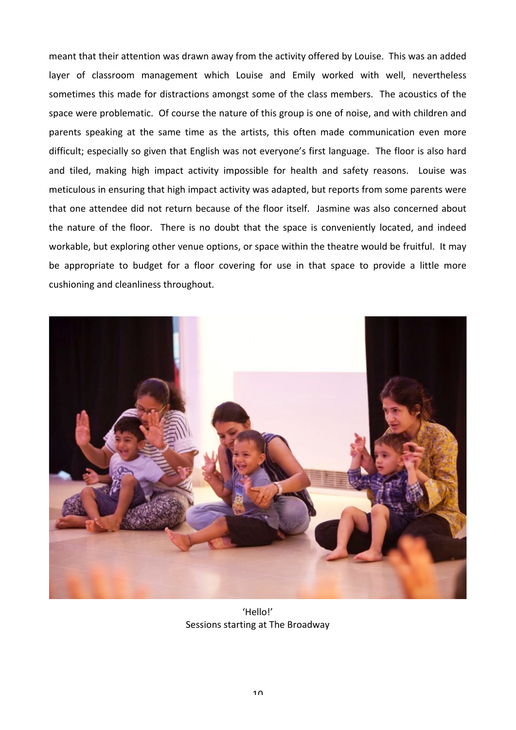meant that their attention was drawn away from the activity offered by Louise. This was an added layer of classroom management which Louise and Emily worked with well, nevertheless sometimes this made for distractions amongst some of the class members. The acoustics of the space were problematic. Of course the nature of this group is one of noise, and with children and parents speaking at the same time as the artists, this often made communication even more difficult; especially so given that English was not everyone's first language. The floor is also hard and tiled, making high impact activity impossible for health and safety reasons. Louise was meticulous in ensuring that high impact activity was adapted, but reports from some parents were that one attendee did not return because of the floor itself. Jasmine was also concerned about the nature of the floor. There is no doubt that the space is conveniently located, and indeed workable, but exploring other venue options, or space within the theatre would be fruitful. It may be appropriate to budget for a floor covering for use in that space to provide a little more cushioning and cleanliness throughout.

'Hello!'
Sessions starting at The Broadway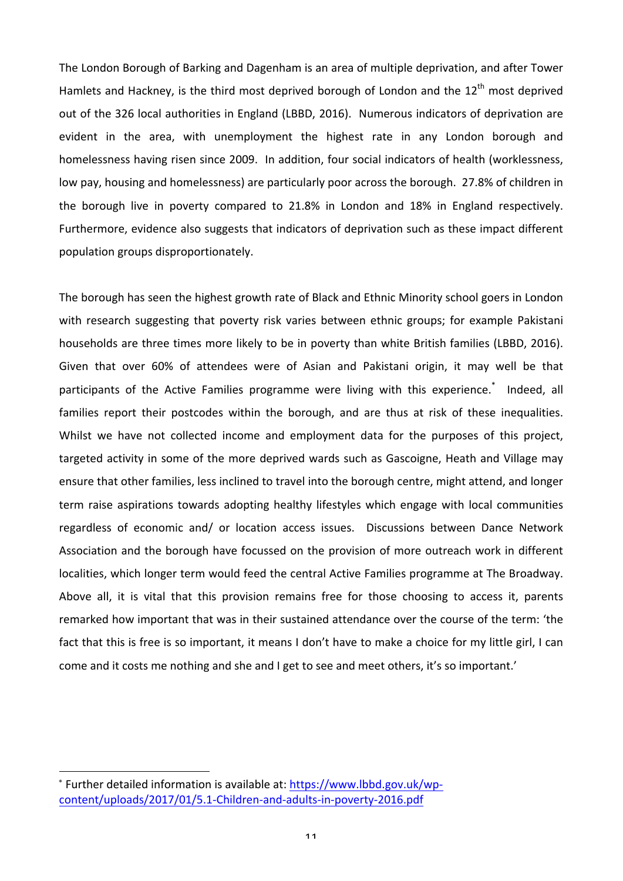The London Borough of Barking and Dagenham is an area of multiple deprivation, and after Tower Hamlets and Hackney, is the third most deprived borough of London and the 12th most deprived out of the 326 local authorities in England (LBBD, 2016). Numerous indicators of deprivation are evident in the area, with unemployment the highest rate in any London borough and homelessness having risen since 2009. In addition, four social indicators of health (worklessness, low pay, housing and homelessness) are particularly poor across the borough. 27.8% of children in the borough live in poverty compared to 21.8% in London and 18% in England respectively. Furthermore, evidence also suggests that indicators of deprivation such as these impact different population groups disproportionately.

The borough has seen the highest growth rate of Black and Ethnic Minority school goers in London with research suggesting that poverty risk varies between ethnic groups; for example Pakistani households are three times more likely to be in poverty than white British families (LBBD, 2016). Given that over 60% of attendees were of Asian and Pakistani origin, it may well be that participants of the Active Families programme were living with this experience.* Indeed, all families report their postcodes within the borough, and are thus at risk of these inequalities. Whilst we have not collected income and employment data for the purposes of this project, targeted activity in some of the more deprived wards such as Gascoigne, Heath and Village may ensure that other families, less inclined to travel into the borough centre, might attend, and longer term raise aspirations towards adopting healthy lifestyles which engage with local communities regardless of economic and/ or location access issues. Discussions between Dance Network Association and the borough have focussed on the provision of more outreach work in different localities, which longer term would feed the central Active Families programme at The Broadway. Above all, it is vital that this provision remains free for those choosing to access it, parents remarked how important that was in their sustained attendance over the course of the term: 'the fact that this is free is so important, it means I don't have to make a choice for my little girl, I can come and it costs me nothing and she and I get to see and meet others, it's so important.'

---

* Further detailed information is available at: [https://www.lbbd.gov.uk/wp-content/uploads/2017/01/5.1-Children-and-adults-in-poverty-2016.pdf](https://www.lbbd.gov.uk/wp-content/uploads/2017/01/5.1-Children-and-adults-in-poverty-2016.pdf)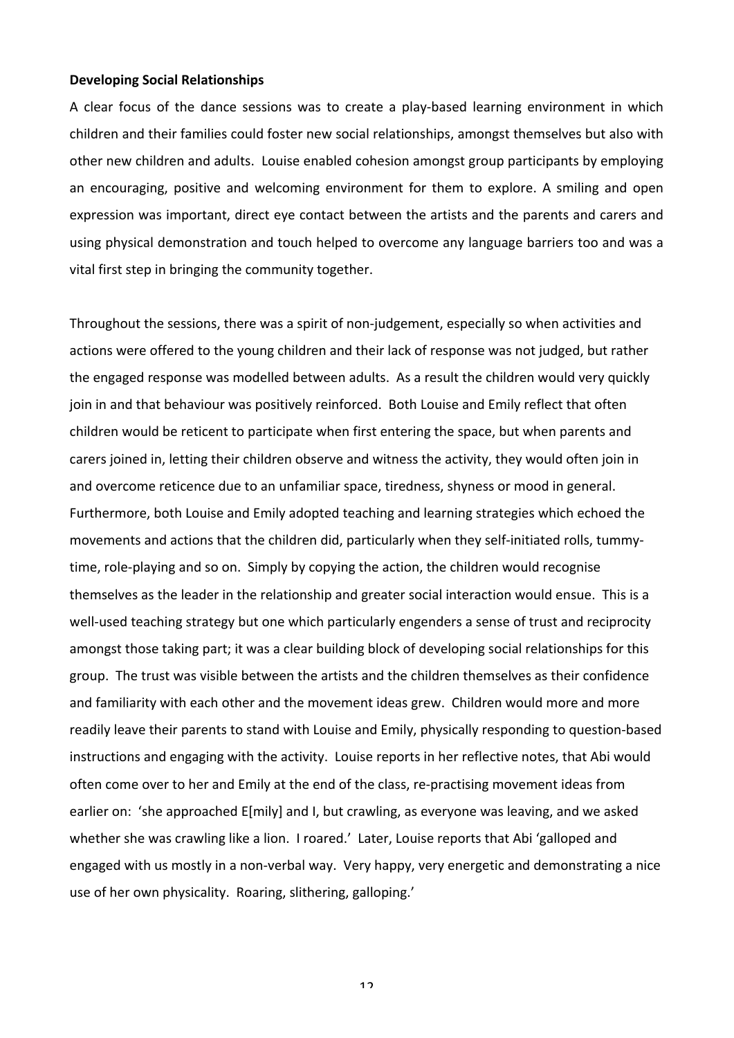**Developing Social Relationships**

A clear focus of the dance sessions was to create a play-based learning environment in which children and their families could foster new social relationships, amongst themselves but also with other new children and adults. Louise enabled cohesion amongst group participants by employing an encouraging, positive and welcoming environment for them to explore. A smiling and open expression was important, direct eye contact between the artists and the parents and carers and using physical demonstration and touch helped to overcome any language barriers too and was a vital first step in bringing the community together.

Throughout the sessions, there was a spirit of non-judgement, especially so when activities and actions were offered to the young children and their lack of response was not judged, but rather the engaged response was modelled between adults. As a result the children would very quickly join in and that behaviour was positively reinforced. Both Louise and Emily reflect that often children would be reticent to participate when first entering the space, but when parents and carers joined in, letting their children observe and witness the activity, they would often join in and overcome reticence due to an unfamiliar space, tiredness, shyness or mood in general. Furthermore, both Louise and Emily adopted teaching and learning strategies which echoed the movements and actions that the children did, particularly when they self-initiated rolls, tummy-time, role-playing and so on. Simply by copying the action, the children would recognise themselves as the leader in the relationship and greater social interaction would ensue. This is a well-used teaching strategy but one which particularly engenders a sense of trust and reciprocity amongst those taking part; it was a clear building block of developing social relationships for this group. The trust was visible between the artists and the children themselves as their confidence and familiarity with each other and the movement ideas grew. Children would more and more readily leave their parents to stand with Louise and Emily, physically responding to question-based instructions and engaging with the activity. Louise reports in her reflective notes, that Abi would often come over to her and Emily at the end of the class, re-practising movement ideas from earlier on: 'she approached E[mily] and I, but crawling, as everyone was leaving, and we asked whether she was crawling like a lion. I roared.' Later, Louise reports that Abi 'galloped and engaged with us mostly in a non-verbal way. Very happy, very energetic and demonstrating a nice use of her own physicality. Roaring, slithering, galloping.'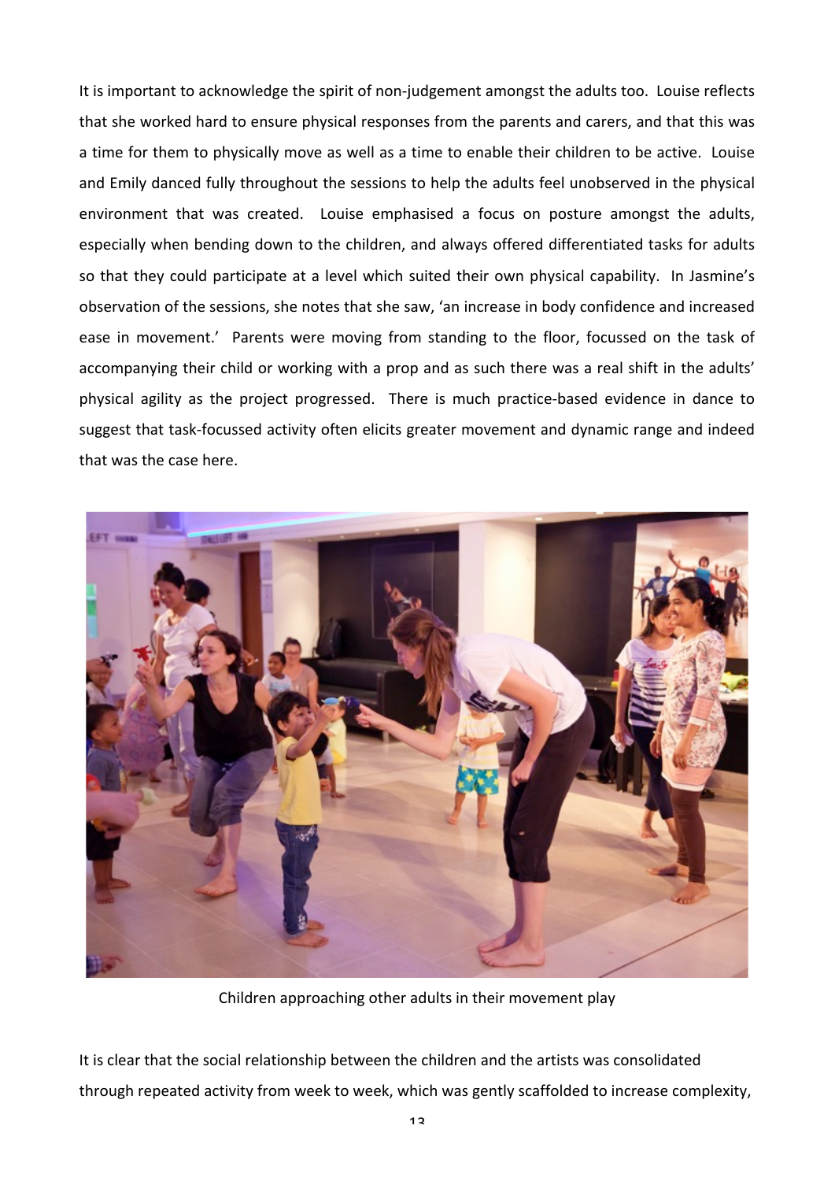It is important to acknowledge the spirit of non-judgement amongst the adults too. Louise reflects that she worked hard to ensure physical responses from the parents and carers, and that this was a time for them to physically move as well as a time to enable their children to be active. Louise and Emily danced fully throughout the sessions to help the adults feel unobserved in the physical environment that was created. Louise emphasised a focus on posture amongst the adults, especially when bending down to the children, and always offered differentiated tasks for adults so that they could participate at a level which suited their own physical capability. In Jasmine's observation of the sessions, she notes that she saw, 'an increase in body confidence and increased ease in movement.' Parents were moving from standing to the floor, focussed on the task of accompanying their child or working with a prop and as such there was a real shift in the adults' physical agility as the project progressed. There is much practice-based evidence in dance to suggest that task-focussed activity often elicits greater movement and dynamic range and indeed that was the case here.

Children approaching other adults in their movement play

It is clear that the social relationship between the children and the artists was consolidated through repeated activity from week to week, which was gently scaffolded to increase complexity,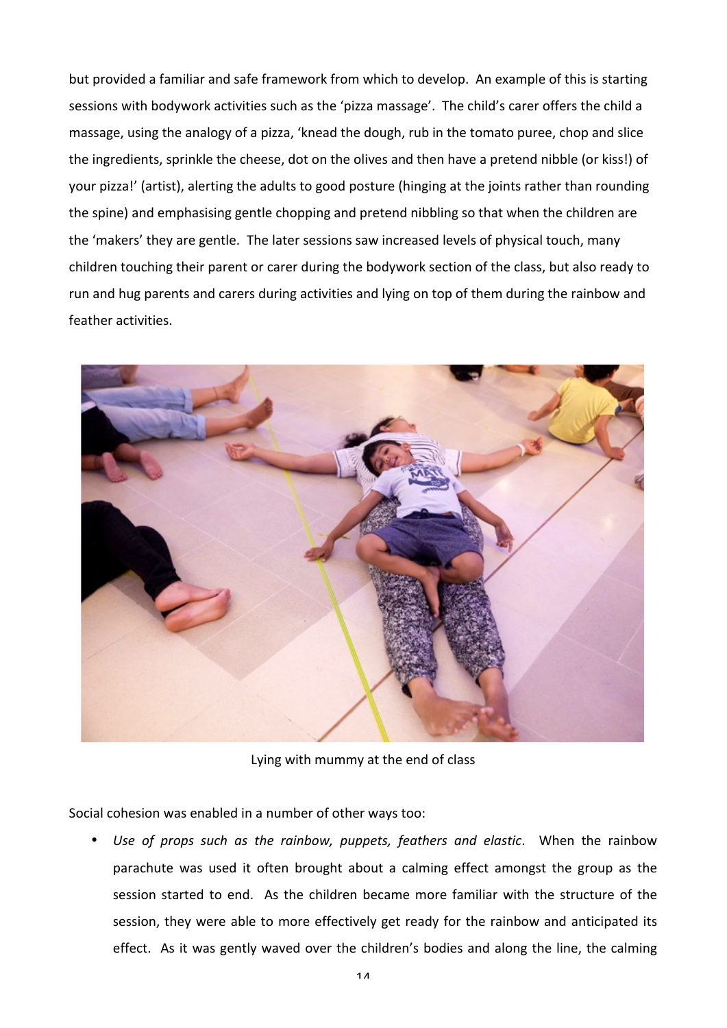but provided a familiar and safe framework from which to develop. An example of this is starting sessions with bodywork activities such as the 'pizza massage'. The child's carer offers the child a massage, using the analogy of a pizza, 'knead the dough, rub in the tomato puree, chop and slice the ingredients, sprinkle the cheese, dot on the olives and then have a pretend nibble (or kiss!) of your pizza!' (artist), alerting the adults to good posture (hinging at the joints rather than rounding the spine) and emphasising gentle chopping and pretend nibbling so that when the children are the 'makers' they are gentle. The later sessions saw increased levels of physical touch, many children touching their parent or carer during the bodywork section of the class, but also ready to run and hug parents and carers during activities and lying on top of them during the rainbow and feather activities.

Lying with mummy at the end of class

Social cohesion was enabled in a number of other ways too:

- *Use of props such as the rainbow, puppets, feathers and elastic*. When the rainbow parachute was used it often brought about a calming effect amongst the group as the session started to end. As the children became more familiar with the structure of the session, they were able to more effectively get ready for the rainbow and anticipated its effect. As it was gently waved over the children's bodies and along the line, the calming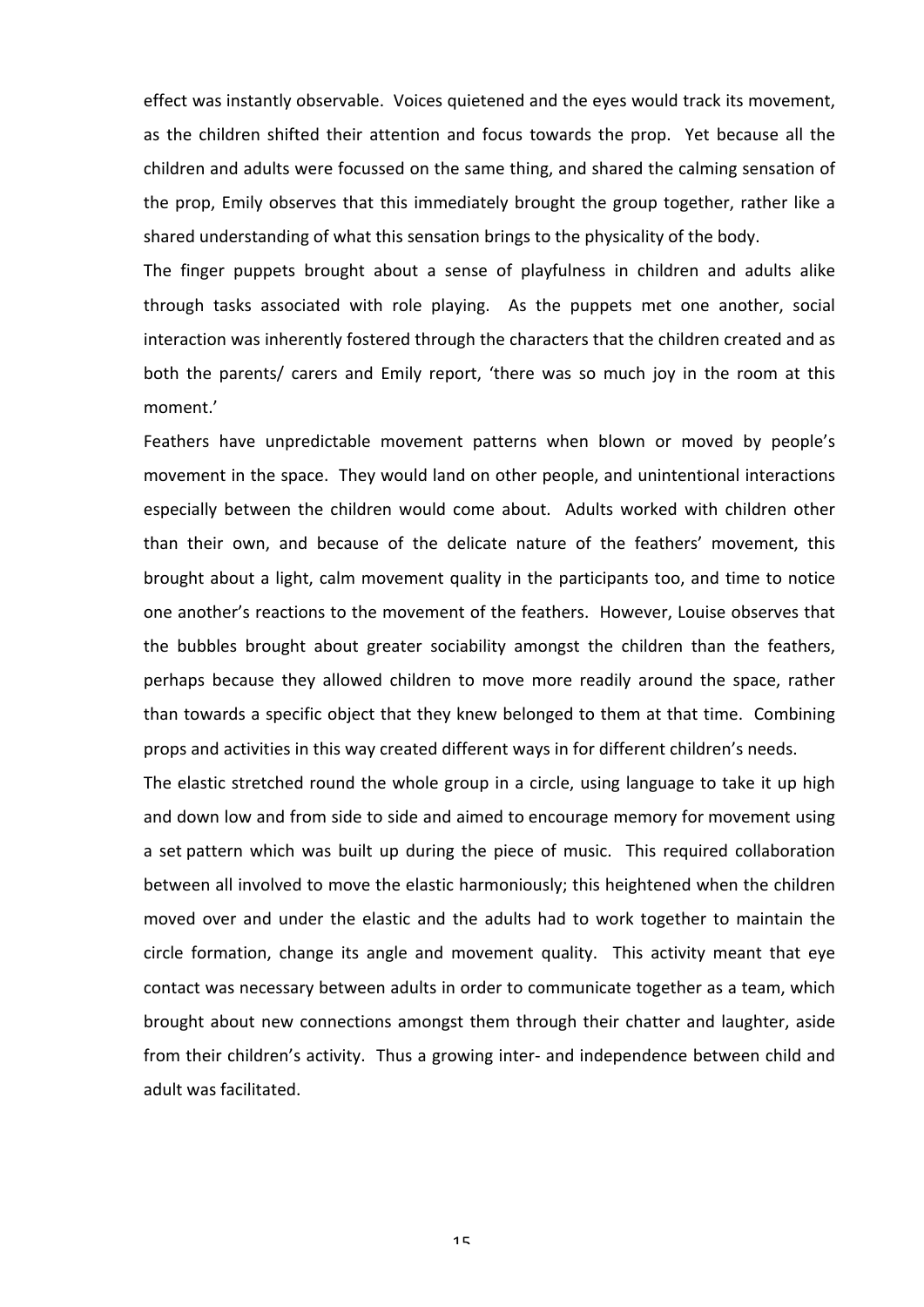effect was instantly observable. Voices quietened and the eyes would track its movement, as the children shifted their attention and focus towards the prop. Yet because all the children and adults were focussed on the same thing, and shared the calming sensation of the prop, Emily observes that this immediately brought the group together, rather like a shared understanding of what this sensation brings to the physicality of the body.

The finger puppets brought about a sense of playfulness in children and adults alike through tasks associated with role playing. As the puppets met one another, social interaction was inherently fostered through the characters that the children created and as both the parents/ carers and Emily report, 'there was so much joy in the room at this moment.'

Feathers have unpredictable movement patterns when blown or moved by people's movement in the space. They would land on other people, and unintentional interactions especially between the children would come about. Adults worked with children other than their own, and because of the delicate nature of the feathers' movement, this brought about a light, calm movement quality in the participants too, and time to notice one another's reactions to the movement of the feathers. However, Louise observes that the bubbles brought about greater sociability amongst the children than the feathers, perhaps because they allowed children to move more readily around the space, rather than towards a specific object that they knew belonged to them at that time. Combining props and activities in this way created different ways in for different children's needs.

The elastic stretched round the whole group in a circle, using language to take it up high and down low and from side to side and aimed to encourage memory for movement using a set pattern which was built up during the piece of music. This required collaboration between all involved to move the elastic harmoniously; this heightened when the children moved over and under the elastic and the adults had to work together to maintain the circle formation, change its angle and movement quality. This activity meant that eye contact was necessary between adults in order to communicate together as a team, which brought about new connections amongst them through their chatter and laughter, aside from their children's activity. Thus a growing inter- and independence between child and adult was facilitated.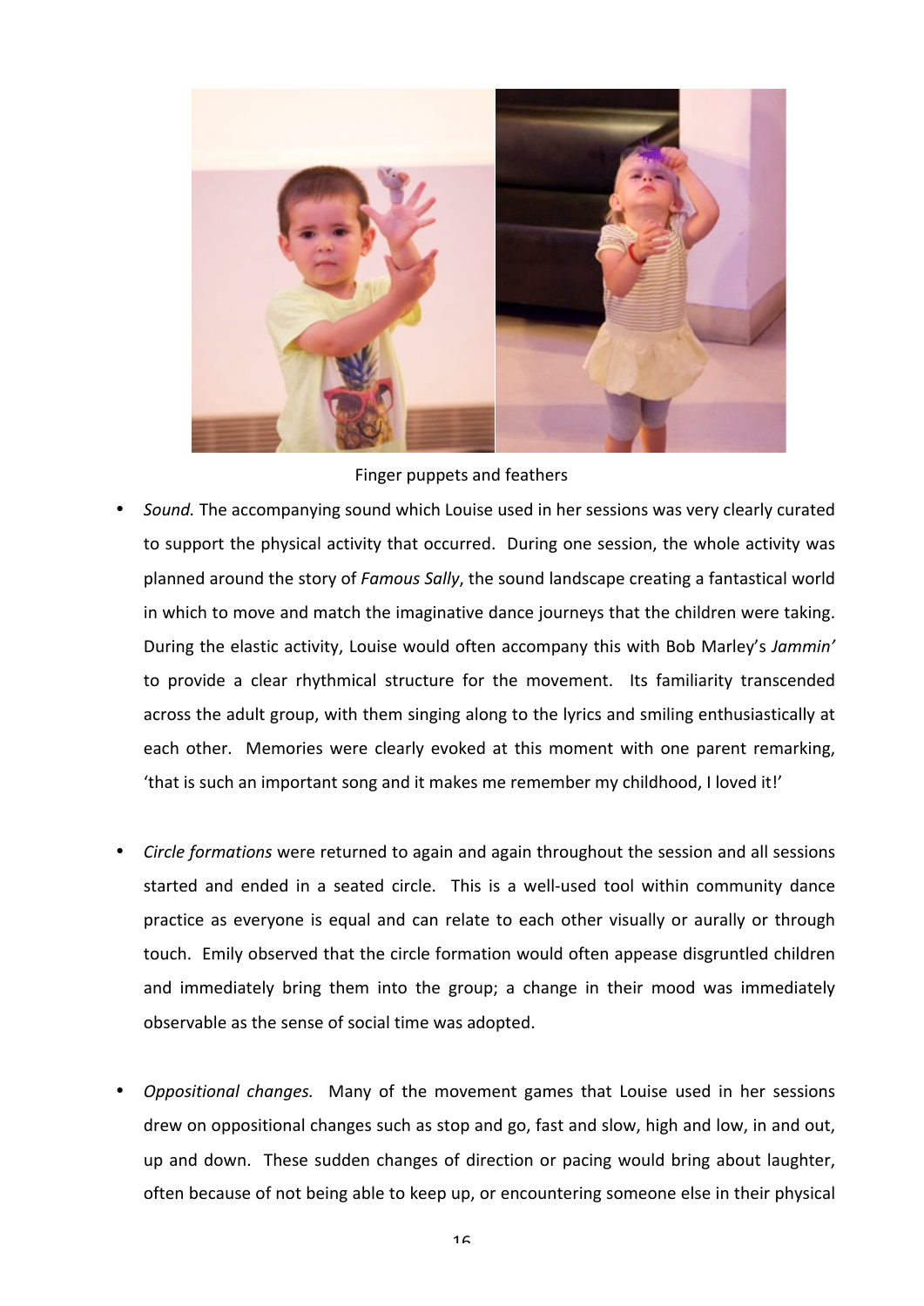Finger puppets and feathers

- *Sound.* The accompanying sound which Louise used in her sessions was very clearly curated to support the physical activity that occurred. During one session, the whole activity was planned around the story of *Famous Sally*, the sound landscape creating a fantastical world in which to move and match the imaginative dance journeys that the children were taking. During the elastic activity, Louise would often accompany this with Bob Marley's *Jammin'* to provide a clear rhythmical structure for the movement. Its familiarity transcended across the adult group, with them singing along to the lyrics and smiling enthusiastically at each other. Memories were clearly evoked at this moment with one parent remarking, 'that is such an important song and it makes me remember my childhood, I loved it!'

- *Circle formations* were returned to again and again throughout the session and all sessions started and ended in a seated circle. This is a well-used tool within community dance practice as everyone is equal and can relate to each other visually or aurally or through touch. Emily observed that the circle formation would often appease disgruntled children and immediately bring them into the group; a change in their mood was immediately observable as the sense of social time was adopted.

- *Oppositional changes.* Many of the movement games that Louise used in her sessions drew on oppositional changes such as stop and go, fast and slow, high and low, in and out, up and down. These sudden changes of direction or pacing would bring about laughter, often because of not being able to keep up, or encountering someone else in their physical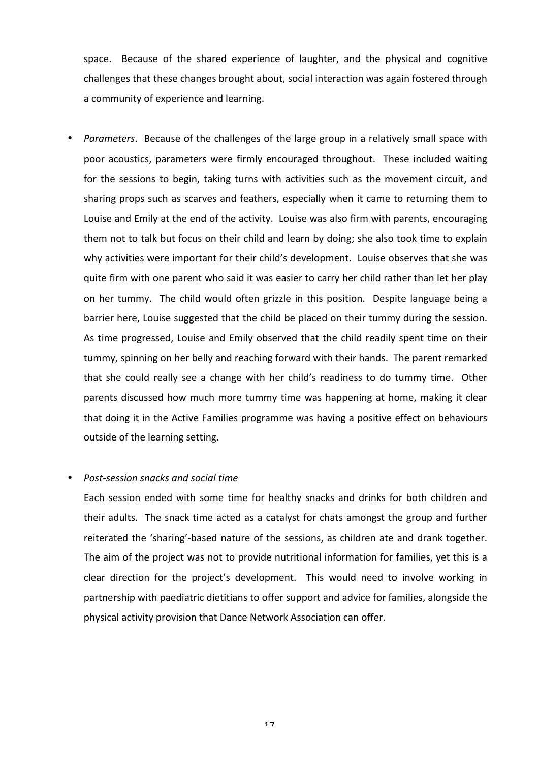space. Because of the shared experience of laughter, and the physical and cognitive challenges that these changes brought about, social interaction was again fostered through a community of experience and learning.

- *Parameters*. Because of the challenges of the large group in a relatively small space with poor acoustics, parameters were firmly encouraged throughout. These included waiting for the sessions to begin, taking turns with activities such as the movement circuit, and sharing props such as scarves and feathers, especially when it came to returning them to Louise and Emily at the end of the activity. Louise was also firm with parents, encouraging them not to talk but focus on their child and learn by doing; she also took time to explain why activities were important for their child's development. Louise observes that she was quite firm with one parent who said it was easier to carry her child rather than let her play on her tummy. The child would often grizzle in this position. Despite language being a barrier here, Louise suggested that the child be placed on their tummy during the session. As time progressed, Louise and Emily observed that the child readily spent time on their tummy, spinning on her belly and reaching forward with their hands. The parent remarked that she could really see a change with her child's readiness to do tummy time. Other parents discussed how much more tummy time was happening at home, making it clear that doing it in the Active Families programme was having a positive effect on behaviours outside of the learning setting.

- *Post-session snacks and social time*

  Each session ended with some time for healthy snacks and drinks for both children and their adults. The snack time acted as a catalyst for chats amongst the group and further reiterated the 'sharing'-based nature of the sessions, as children ate and drank together. The aim of the project was not to provide nutritional information for families, yet this is a clear direction for the project's development. This would need to involve working in partnership with paediatric dietitians to offer support and advice for families, alongside the physical activity provision that Dance Network Association can offer.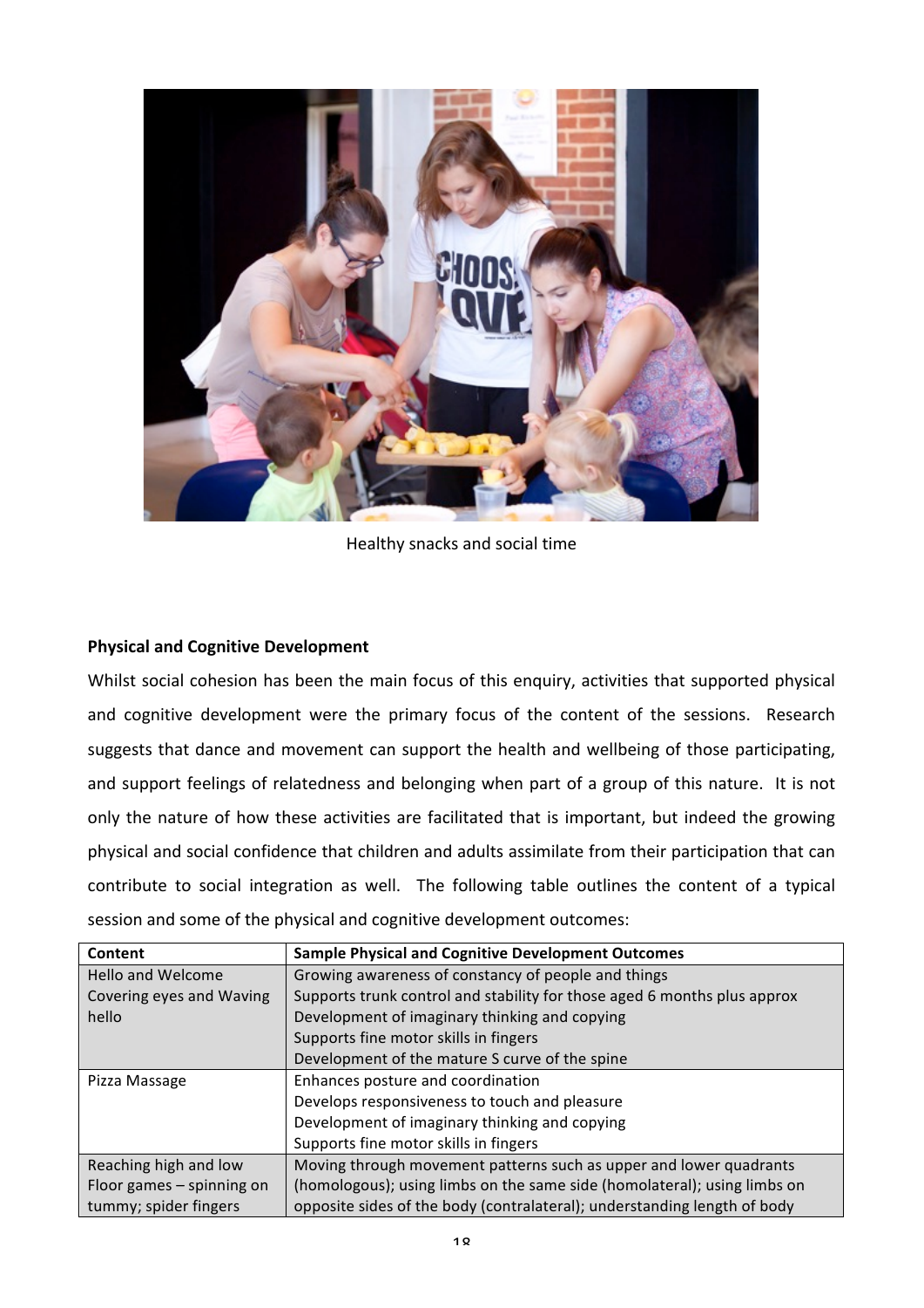Healthy snacks and social time

**Physical and Cognitive Development**

Whilst social cohesion has been the main focus of this enquiry, activities that supported physical and cognitive development were the primary focus of the content of the sessions. Research suggests that dance and movement can support the health and wellbeing of those participating, and support feelings of relatedness and belonging when part of a group of this nature. It is not only the nature of how these activities are facilitated that is important, but indeed the growing physical and social confidence that children and adults assimilate from their participation that can contribute to social integration as well. The following table outlines the content of a typical session and some of the physical and cognitive development outcomes:

| Content | Sample Physical and Cognitive Development Outcomes |
|---|---|
| Hello and Welcome<br>Covering eyes and Waving hello | Growing awareness of constancy of people and things<br>Supports trunk control and stability for those aged 6 months plus approx<br>Development of imaginary thinking and copying<br>Supports fine motor skills in fingers<br>Development of the mature S curve of the spine |
| Pizza Massage | Enhances posture and coordination<br>Develops responsiveness to touch and pleasure<br>Development of imaginary thinking and copying<br>Supports fine motor skills in fingers |
| Reaching high and low<br>Floor games – spinning on tummy; spider fingers | Moving through movement patterns such as upper and lower quadrants (homologous); using limbs on the same side (homolateral); using limbs on opposite sides of the body (contralateral); understanding length of body |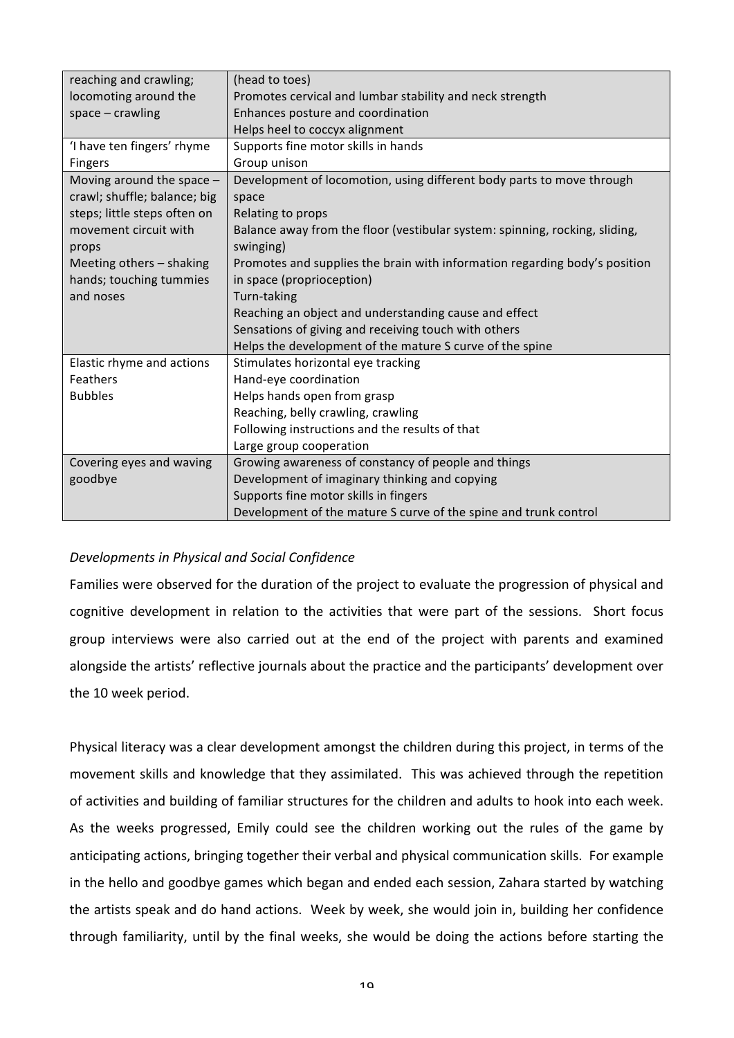| | |
|---|---|
| reaching and crawling; locomoting around the space – crawling | (head to toes)<br>Promotes cervical and lumbar stability and neck strength<br>Enhances posture and coordination<br>Helps heel to coccyx alignment |
| 'I have ten fingers' rhyme<br>Fingers | Supports fine motor skills in hands<br>Group unison |
| Moving around the space – crawl; shuffle; balance; big steps; little steps often on movement circuit with props<br>Meeting others – shaking hands; touching tummies and noses | Development of locomotion, using different body parts to move through space<br>Relating to props<br>Balance away from the floor (vestibular system: spinning, rocking, sliding, swinging)<br>Promotes and supplies the brain with information regarding body's position in space (proprioception)<br>Turn-taking<br>Reaching an object and understanding cause and effect<br>Sensations of giving and receiving touch with others<br>Helps the development of the mature S curve of the spine |
| Elastic rhyme and actions<br>Feathers<br>Bubbles | Stimulates horizontal eye tracking<br>Hand-eye coordination<br>Helps hands open from grasp<br>Reaching, belly crawling, crawling<br>Following instructions and the results of that<br>Large group cooperation |
| Covering eyes and waving goodbye | Growing awareness of constancy of people and things<br>Development of imaginary thinking and copying<br>Supports fine motor skills in fingers<br>Development of the mature S curve of the spine and trunk control |

*Developments in Physical and Social Confidence*

Families were observed for the duration of the project to evaluate the progression of physical and cognitive development in relation to the activities that were part of the sessions. Short focus group interviews were also carried out at the end of the project with parents and examined alongside the artists' reflective journals about the practice and the participants' development over the 10 week period.

Physical literacy was a clear development amongst the children during this project, in terms of the movement skills and knowledge that they assimilated. This was achieved through the repetition of activities and building of familiar structures for the children and adults to hook into each week. As the weeks progressed, Emily could see the children working out the rules of the game by anticipating actions, bringing together their verbal and physical communication skills. For example in the hello and goodbye games which began and ended each session, Zahara started by watching the artists speak and do hand actions. Week by week, she would join in, building her confidence through familiarity, until by the final weeks, she would be doing the actions before starting the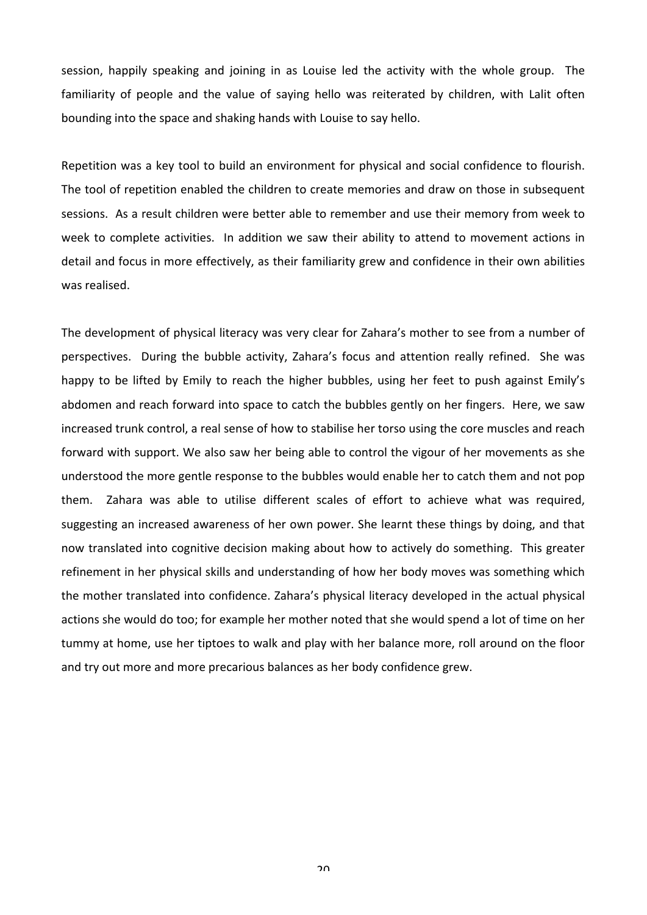session, happily speaking and joining in as Louise led the activity with the whole group. The familiarity of people and the value of saying hello was reiterated by children, with Lalit often bounding into the space and shaking hands with Louise to say hello.

Repetition was a key tool to build an environment for physical and social confidence to flourish. The tool of repetition enabled the children to create memories and draw on those in subsequent sessions. As a result children were better able to remember and use their memory from week to week to complete activities. In addition we saw their ability to attend to movement actions in detail and focus in more effectively, as their familiarity grew and confidence in their own abilities was realised.

The development of physical literacy was very clear for Zahara's mother to see from a number of perspectives. During the bubble activity, Zahara's focus and attention really refined. She was happy to be lifted by Emily to reach the higher bubbles, using her feet to push against Emily's abdomen and reach forward into space to catch the bubbles gently on her fingers. Here, we saw increased trunk control, a real sense of how to stabilise her torso using the core muscles and reach forward with support. We also saw her being able to control the vigour of her movements as she understood the more gentle response to the bubbles would enable her to catch them and not pop them. Zahara was able to utilise different scales of effort to achieve what was required, suggesting an increased awareness of her own power. She learnt these things by doing, and that now translated into cognitive decision making about how to actively do something. This greater refinement in her physical skills and understanding of how her body moves was something which the mother translated into confidence. Zahara's physical literacy developed in the actual physical actions she would do too; for example her mother noted that she would spend a lot of time on her tummy at home, use her tiptoes to walk and play with her balance more, roll around on the floor and try out more and more precarious balances as her body confidence grew.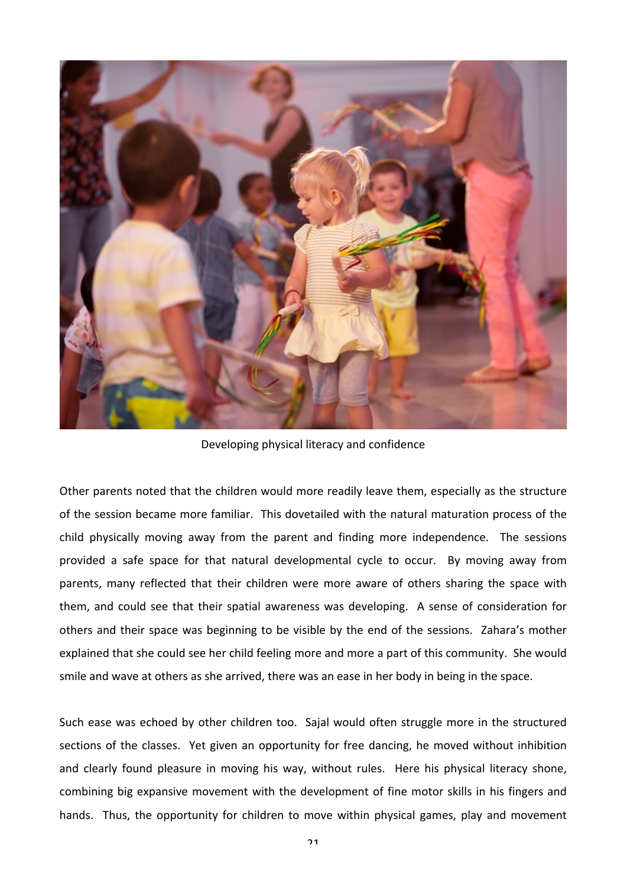Developing physical literacy and confidence

Other parents noted that the children would more readily leave them, especially as the structure of the session became more familiar. This dovetailed with the natural maturation process of the child physically moving away from the parent and finding more independence. The sessions provided a safe space for that natural developmental cycle to occur. By moving away from parents, many reflected that their children were more aware of others sharing the space with them, and could see that their spatial awareness was developing. A sense of consideration for others and their space was beginning to be visible by the end of the sessions. Zahara's mother explained that she could see her child feeling more and more a part of this community. She would smile and wave at others as she arrived, there was an ease in her body in being in the space.

Such ease was echoed by other children too. Sajal would often struggle more in the structured sections of the classes. Yet given an opportunity for free dancing, he moved without inhibition and clearly found pleasure in moving his way, without rules. Here his physical literacy shone, combining big expansive movement with the development of fine motor skills in his fingers and hands. Thus, the opportunity for children to move within physical games, play and movement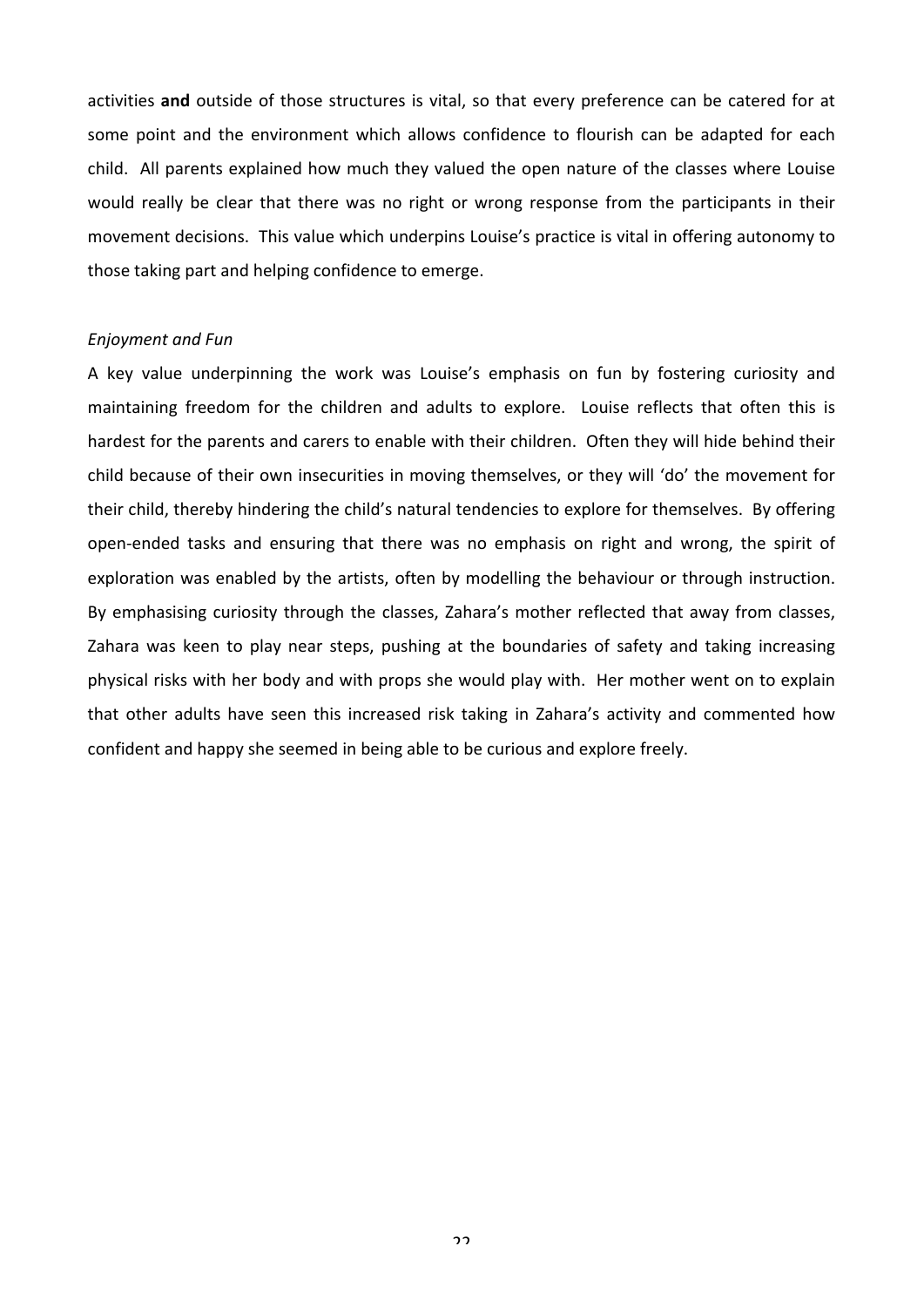activities **and** outside of those structures is vital, so that every preference can be catered for at some point and the environment which allows confidence to flourish can be adapted for each child. All parents explained how much they valued the open nature of the classes where Louise would really be clear that there was no right or wrong response from the participants in their movement decisions. This value which underpins Louise's practice is vital in offering autonomy to those taking part and helping confidence to emerge.

*Enjoyment and Fun*

A key value underpinning the work was Louise's emphasis on fun by fostering curiosity and maintaining freedom for the children and adults to explore. Louise reflects that often this is hardest for the parents and carers to enable with their children. Often they will hide behind their child because of their own insecurities in moving themselves, or they will 'do' the movement for their child, thereby hindering the child's natural tendencies to explore for themselves. By offering open-ended tasks and ensuring that there was no emphasis on right and wrong, the spirit of exploration was enabled by the artists, often by modelling the behaviour or through instruction. By emphasising curiosity through the classes, Zahara's mother reflected that away from classes, Zahara was keen to play near steps, pushing at the boundaries of safety and taking increasing physical risks with her body and with props she would play with. Her mother went on to explain that other adults have seen this increased risk taking in Zahara's activity and commented how confident and happy she seemed in being able to be curious and explore freely.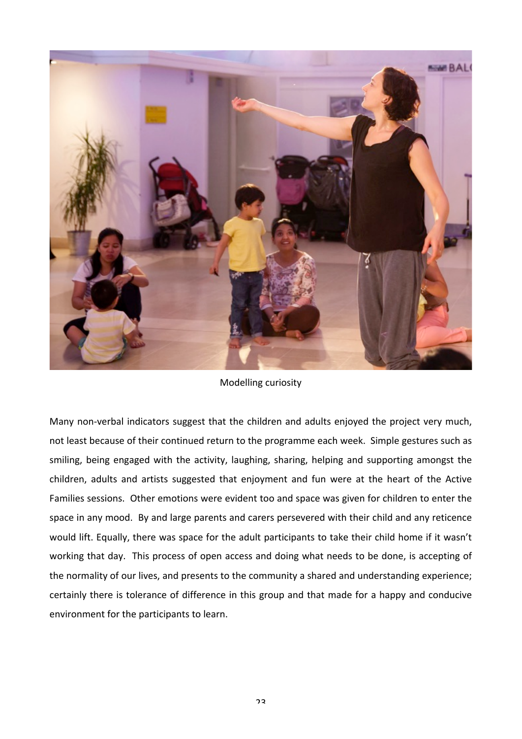Modelling curiosity

Many non-verbal indicators suggest that the children and adults enjoyed the project very much, not least because of their continued return to the programme each week. Simple gestures such as smiling, being engaged with the activity, laughing, sharing, helping and supporting amongst the children, adults and artists suggested that enjoyment and fun were at the heart of the Active Families sessions. Other emotions were evident too and space was given for children to enter the space in any mood. By and large parents and carers persevered with their child and any reticence would lift. Equally, there was space for the adult participants to take their child home if it wasn't working that day. This process of open access and doing what needs to be done, is accepting of the normality of our lives, and presents to the community a shared and understanding experience; certainly there is tolerance of difference in this group and that made for a happy and conducive environment for the participants to learn.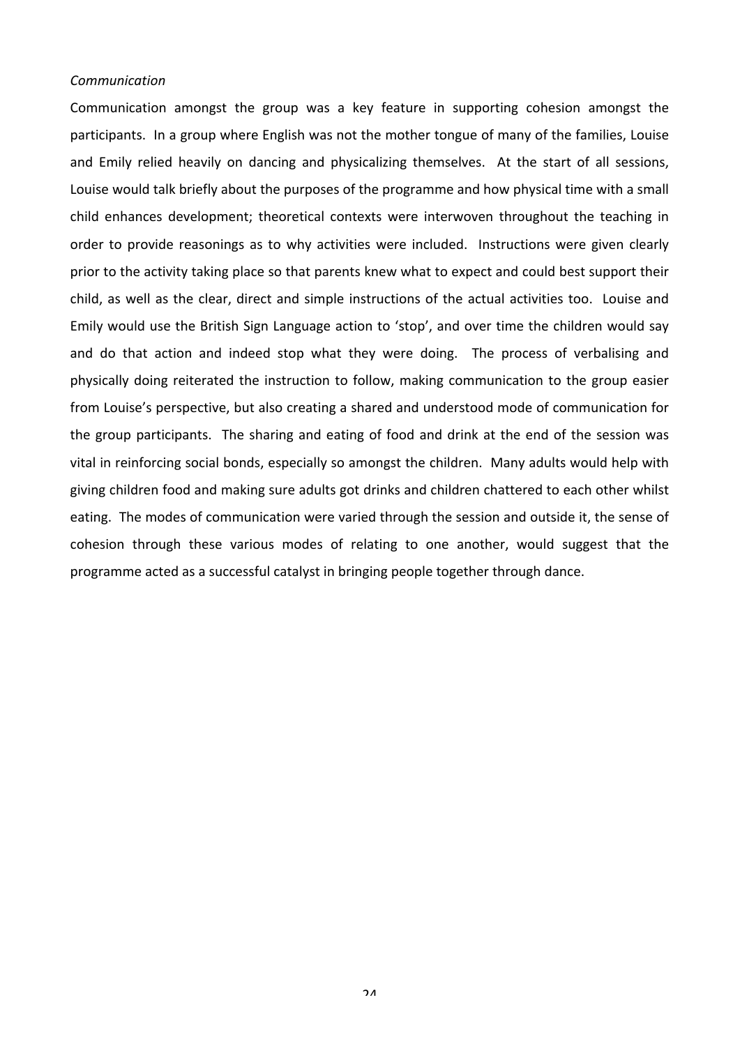*Communication*

Communication amongst the group was a key feature in supporting cohesion amongst the participants. In a group where English was not the mother tongue of many of the families, Louise and Emily relied heavily on dancing and physicalizing themselves. At the start of all sessions, Louise would talk briefly about the purposes of the programme and how physical time with a small child enhances development; theoretical contexts were interwoven throughout the teaching in order to provide reasonings as to why activities were included. Instructions were given clearly prior to the activity taking place so that parents knew what to expect and could best support their child, as well as the clear, direct and simple instructions of the actual activities too. Louise and Emily would use the British Sign Language action to 'stop', and over time the children would say and do that action and indeed stop what they were doing. The process of verbalising and physically doing reiterated the instruction to follow, making communication to the group easier from Louise's perspective, but also creating a shared and understood mode of communication for the group participants. The sharing and eating of food and drink at the end of the session was vital in reinforcing social bonds, especially so amongst the children. Many adults would help with giving children food and making sure adults got drinks and children chattered to each other whilst eating. The modes of communication were varied through the session and outside it, the sense of cohesion through these various modes of relating to one another, would suggest that the programme acted as a successful catalyst in bringing people together through dance.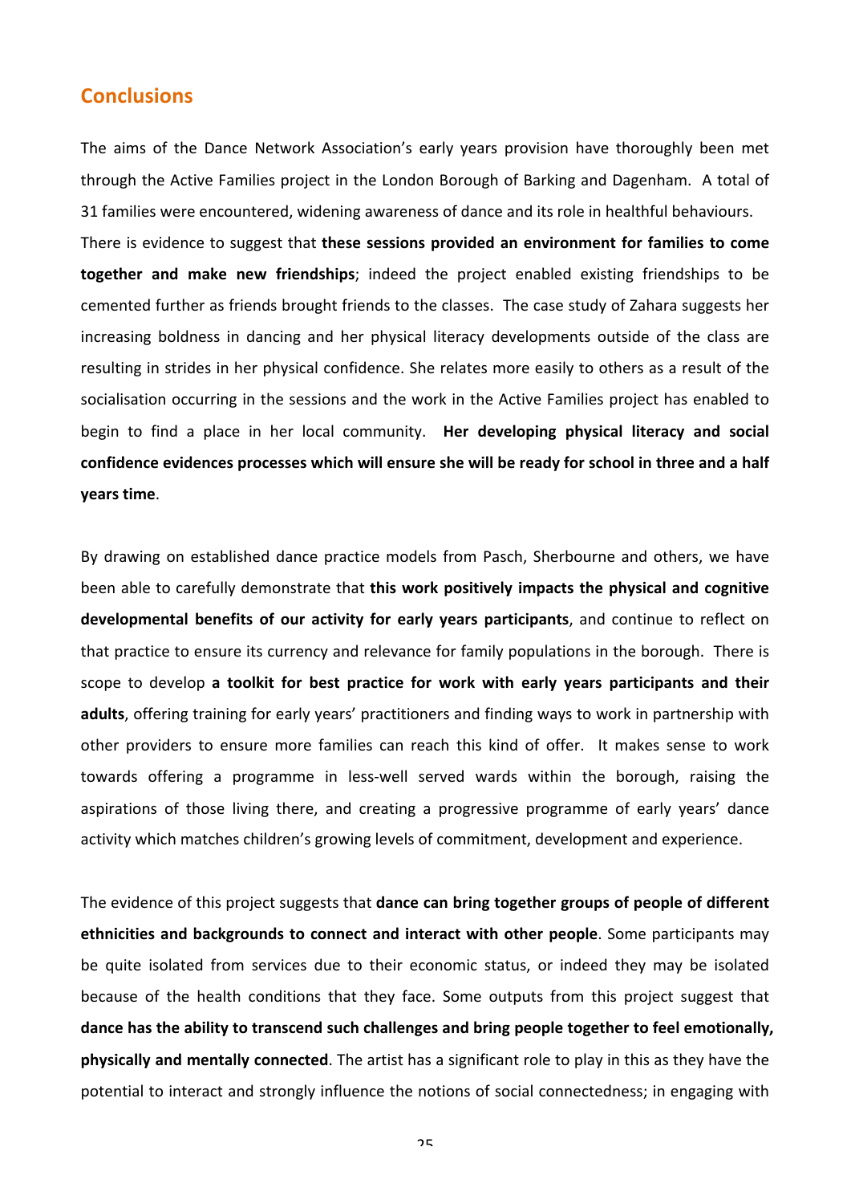## Conclusions

The aims of the Dance Network Association's early years provision have thoroughly been met through the Active Families project in the London Borough of Barking and Dagenham. A total of 31 families were encountered, widening awareness of dance and its role in healthful behaviours. There is evidence to suggest that **these sessions provided an environment for families to come together and make new friendships**; indeed the project enabled existing friendships to be cemented further as friends brought friends to the classes. The case study of Zahara suggests her increasing boldness in dancing and her physical literacy developments outside of the class are resulting in strides in her physical confidence. She relates more easily to others as a result of the socialisation occurring in the sessions and the work in the Active Families project has enabled to begin to find a place in her local community. **Her developing physical literacy and social confidence evidences processes which will ensure she will be ready for school in three and a half years time**.

By drawing on established dance practice models from Pasch, Sherbourne and others, we have been able to carefully demonstrate that **this work positively impacts the physical and cognitive developmental benefits of our activity for early years participants**, and continue to reflect on that practice to ensure its currency and relevance for family populations in the borough. There is scope to develop **a toolkit for best practice for work with early years participants and their adults**, offering training for early years' practitioners and finding ways to work in partnership with other providers to ensure more families can reach this kind of offer. It makes sense to work towards offering a programme in less-well served wards within the borough, raising the aspirations of those living there, and creating a progressive programme of early years' dance activity which matches children's growing levels of commitment, development and experience.

The evidence of this project suggests that **dance can bring together groups of people of different ethnicities and backgrounds to connect and interact with other people**. Some participants may be quite isolated from services due to their economic status, or indeed they may be isolated because of the health conditions that they face. Some outputs from this project suggest that **dance has the ability to transcend such challenges and bring people together to feel emotionally, physically and mentally connected**. The artist has a significant role to play in this as they have the potential to interact and strongly influence the notions of social connectedness; in engaging with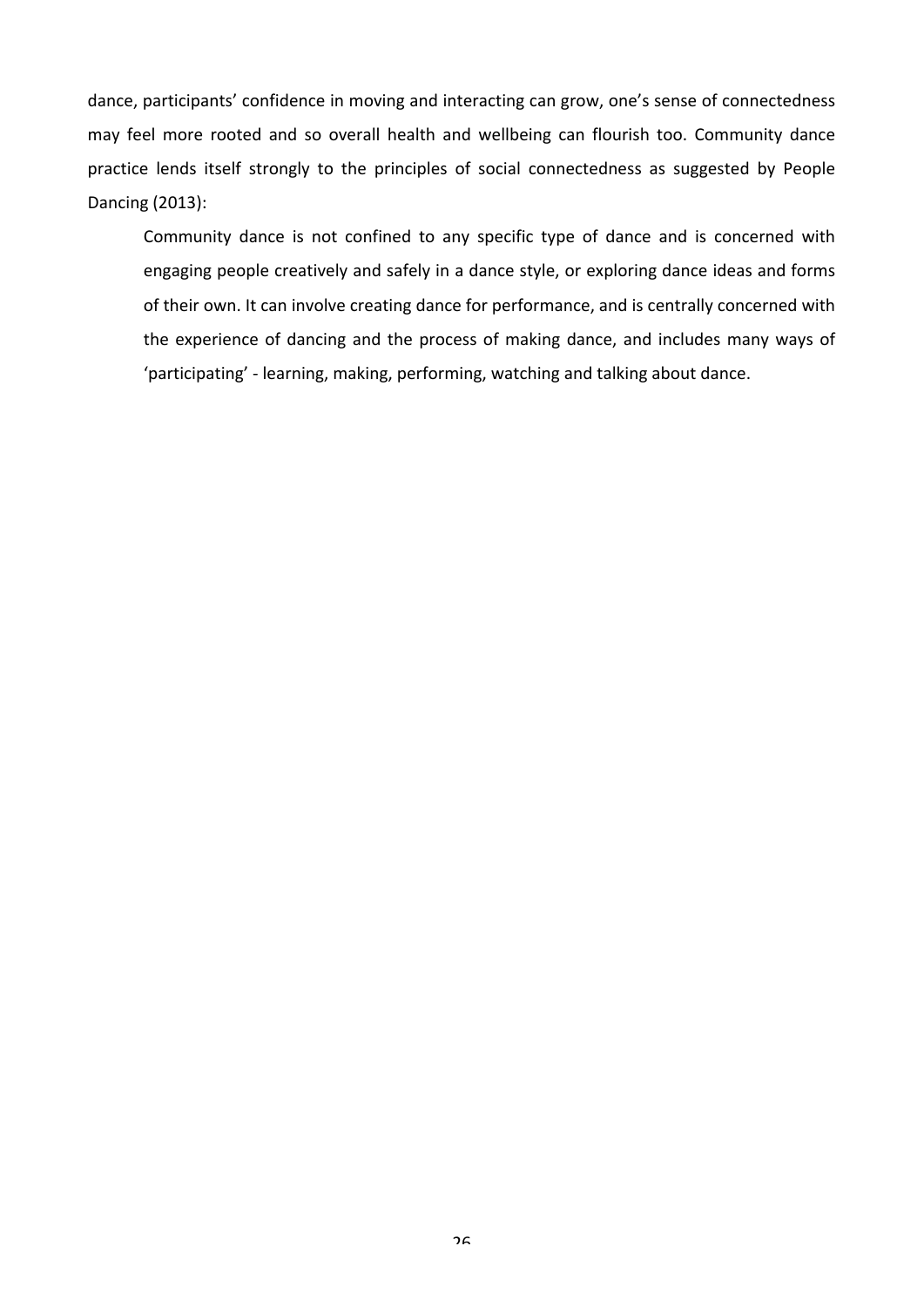dance, participants' confidence in moving and interacting can grow, one's sense of connectedness may feel more rooted and so overall health and wellbeing can flourish too. Community dance practice lends itself strongly to the principles of social connectedness as suggested by People Dancing (2013):

> Community dance is not confined to any specific type of dance and is concerned with engaging people creatively and safely in a dance style, or exploring dance ideas and forms of their own. It can involve creating dance for performance, and is centrally concerned with the experience of dancing and the process of making dance, and includes many ways of 'participating' - learning, making, performing, watching and talking about dance.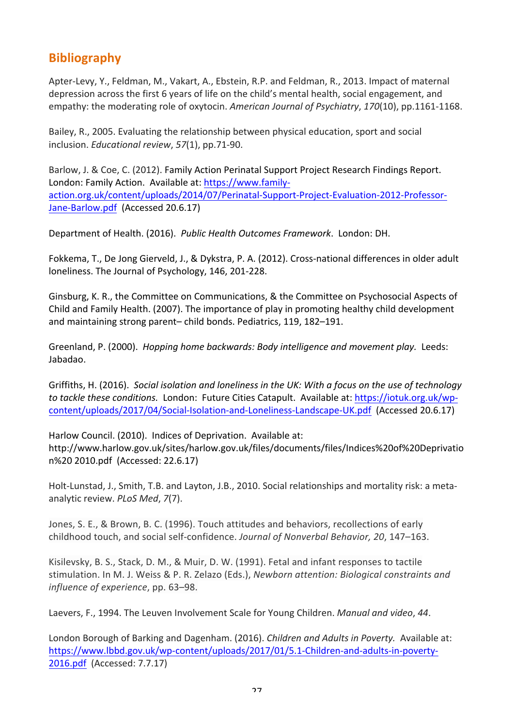## Bibliography

Apter-Levy, Y., Feldman, M., Vakart, A., Ebstein, R.P. and Feldman, R., 2013. Impact of maternal depression across the first 6 years of life on the child's mental health, social engagement, and empathy: the moderating role of oxytocin. *American Journal of Psychiatry*, *170*(10), pp.1161-1168.

Bailey, R., 2005. Evaluating the relationship between physical education, sport and social inclusion. *Educational review*, *57*(1), pp.71-90.

Barlow, J. & Coe, C. (2012). Family Action Perinatal Support Project Research Findings Report. London: Family Action. Available at: https://www.family-action.org.uk/content/uploads/2014/07/Perinatal-Support-Project-Evaluation-2012-Professor-Jane-Barlow.pdf (Accessed 20.6.17)

Department of Health. (2016). *Public Health Outcomes Framework*. London: DH.

Fokkema, T., De Jong Gierveld, J., & Dykstra, P. A. (2012). Cross-national differences in older adult loneliness. The Journal of Psychology, 146, 201-228.

Ginsburg, K. R., the Committee on Communications, & the Committee on Psychosocial Aspects of Child and Family Health. (2007). The importance of play in promoting healthy child development and maintaining strong parent– child bonds. Pediatrics, 119, 182–191.

Greenland, P. (2000). *Hopping home backwards: Body intelligence and movement play.* Leeds: Jabadao.

Griffiths, H. (2016). *Social isolation and loneliness in the UK: With a focus on the use of technology to tackle these conditions.* London: Future Cities Catapult. Available at: https://iotuk.org.uk/wp-content/uploads/2017/04/Social-Isolation-and-Loneliness-Landscape-UK.pdf (Accessed 20.6.17)

Harlow Council. (2010). Indices of Deprivation. Available at: http://www.harlow.gov.uk/sites/harlow.gov.uk/files/documents/files/Indices%20of%20Deprivation%20 2010.pdf (Accessed: 22.6.17)

Holt-Lunstad, J., Smith, T.B. and Layton, J.B., 2010. Social relationships and mortality risk: a meta-analytic review. *PLoS Med*, *7*(7).

Jones, S. E., & Brown, B. C. (1996). Touch attitudes and behaviors, recollections of early childhood touch, and social self-confidence. *Journal of Nonverbal Behavior, 20*, 147–163.

Kisilevsky, B. S., Stack, D. M., & Muir, D. W. (1991). Fetal and infant responses to tactile stimulation. In M. J. Weiss & P. R. Zelazo (Eds.), *Newborn attention: Biological constraints and influence of experience*, pp. 63–98.

Laevers, F., 1994. The Leuven Involvement Scale for Young Children. *Manual and video*, *44*.

London Borough of Barking and Dagenham. (2016). *Children and Adults in Poverty.* Available at: https://www.lbbd.gov.uk/wp-content/uploads/2017/01/5.1-Children-and-adults-in-poverty-2016.pdf (Accessed: 7.7.17)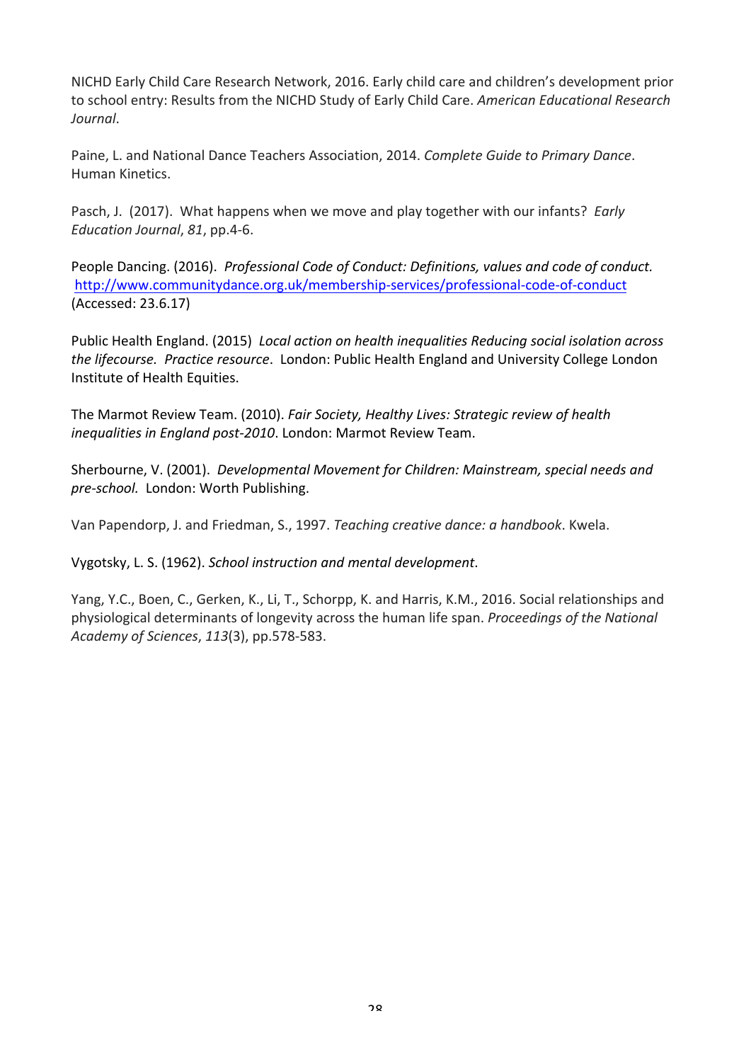NICHD Early Child Care Research Network, 2016. Early child care and children's development prior to school entry: Results from the NICHD Study of Early Child Care. *American Educational Research Journal*.

Paine, L. and National Dance Teachers Association, 2014. *Complete Guide to Primary Dance*. Human Kinetics.

Pasch, J. (2017). What happens when we move and play together with our infants? *Early Education Journal*, *81*, pp.4-6.

People Dancing. (2016). *Professional Code of Conduct: Definitions, values and code of conduct.* http://www.communitydance.org.uk/membership-services/professional-code-of-conduct (Accessed: 23.6.17)

Public Health England. (2015) *Local action on health inequalities Reducing social isolation across the lifecourse. Practice resource*. London: Public Health England and University College London Institute of Health Equities.

The Marmot Review Team. (2010). *Fair Society, Healthy Lives: Strategic review of health inequalities in England post-2010*. London: Marmot Review Team.

Sherbourne, V. (2001). *Developmental Movement for Children: Mainstream, special needs and pre-school.* London: Worth Publishing.

Van Papendorp, J. and Friedman, S., 1997. *Teaching creative dance: a handbook*. Kwela.

Vygotsky, L. S. (1962). *School instruction and mental development*.

Yang, Y.C., Boen, C., Gerken, K., Li, T., Schorpp, K. and Harris, K.M., 2016. Social relationships and physiological determinants of longevity across the human life span. *Proceedings of the National Academy of Sciences*, *113*(3), pp.578-583.